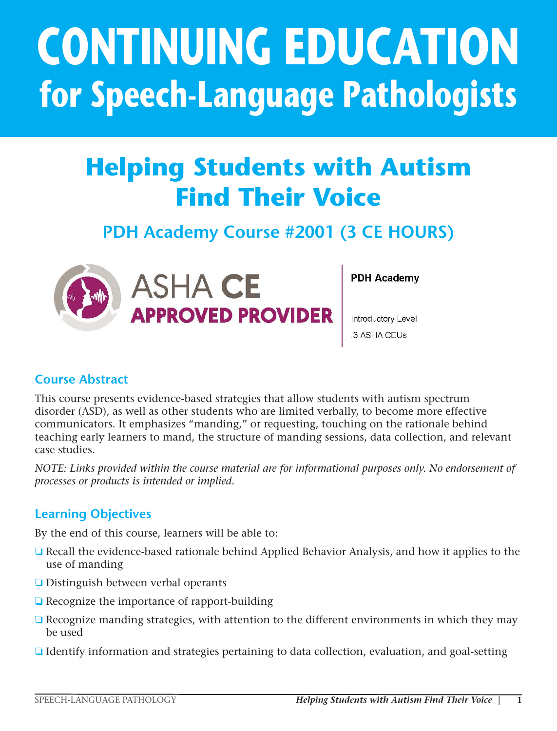# CONTINUING EDUCATION for Speech-Language Pathologists

## Helping Students with Autism Find Their Voice

### PDH Academy Course #2001 (3 CE HOURS)

ASHA CE APPROVED PROVIDER

PDH Academy

Introductory Level

.3 ASHA CEUs

### Course Abstract

This course presents evidence-based strategies that allow students with autism spectrum disorder (ASD), as well as other students who are limited verbally, to become more effective communicators. It emphasizes "manding," or requesting, touching on the rationale behind teaching early learners to mand, the structure of manding sessions, data collection, and relevant case studies.

*NOTE: Links provided within the course material are for informational purposes only. No endorsement of processes or products is intended or implied.*

### Learning Objectives

By the end of this course, learners will be able to:

- Recall the evidence-based rationale behind Applied Behavior Analysis, and how it applies to the use of manding
- Distinguish between verbal operants
- Recognize the importance of rapport-building
- Recognize manding strategies, with attention to the different environments in which they may be used
- Identify information and strategies pertaining to data collection, evaluation, and goal-setting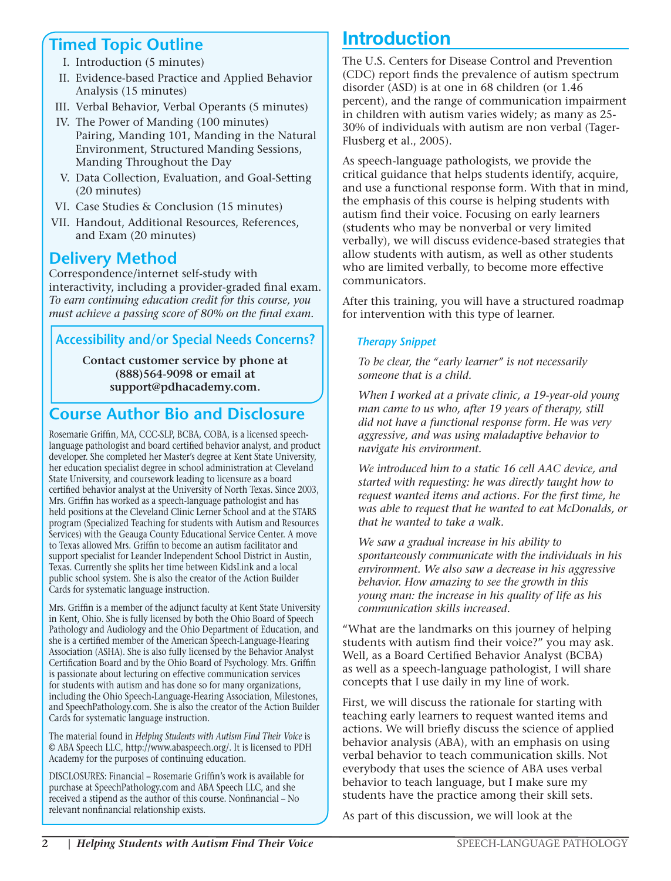## Timed Topic Outline

I. Introduction (5 minutes)
II. Evidence-based Practice and Applied Behavior Analysis (15 minutes)
III. Verbal Behavior, Verbal Operants (5 minutes)
IV. The Power of Manding (100 minutes)
Pairing, Manding 101, Manding in the Natural Environment, Structured Manding Sessions, Manding Throughout the Day
V. Data Collection, Evaluation, and Goal-Setting (20 minutes)
VI. Case Studies & Conclusion (15 minutes)
VII. Handout, Additional Resources, References, and Exam (20 minutes)

## Delivery Method

Correspondence/internet self-study with interactivity, including a provider-graded final exam. *To earn continuing education credit for this course, you must achieve a passing score of 80% on the final exam.*

### Accessibility and/or Special Needs Concerns?

**Contact customer service by phone at (888)564-9098 or email at support@pdhacademy.com.**

## Course Author Bio and Disclosure

Rosemarie Griffin, MA, CCC-SLP, BCBA, COBA, is a licensed speech-language pathologist and board certified behavior analyst, and product developer. She completed her Master's degree at Kent State University, her education specialist degree in school administration at Cleveland State University, and coursework leading to licensure as a board certified behavior analyst at the University of North Texas. Since 2003, Mrs. Griffin has worked as a speech-language pathologist and has held positions at the Cleveland Clinic Lerner School and at the STARS program (Specialized Teaching for students with Autism and Resources Services) with the Geauga County Educational Service Center. A move to Texas allowed Mrs. Griffin to become an autism facilitator and support specialist for Leander Independent School District in Austin, Texas. Currently she splits her time between KidsLink and a local public school system. She is also the creator of the Action Builder Cards for systematic language instruction.

Mrs. Griffin is a member of the adjunct faculty at Kent State University in Kent, Ohio. She is fully licensed by both the Ohio Board of Speech Pathology and Audiology and the Ohio Department of Education, and she is a certified member of the American Speech-Language-Hearing Association (ASHA). She is also fully licensed by the Behavior Analyst Certification Board and by the Ohio Board of Psychology. Mrs. Griffin is passionate about lecturing on effective communication services for students with autism and has done so for many organizations, including the Ohio Speech-Language-Hearing Association, Milestones, and SpeechPathology.com. She is also the creator of the Action Builder Cards for systematic language instruction.

The material found in *Helping Students with Autism Find Their Voice* is © ABA Speech LLC, http://www.abaspeech.org/. It is licensed to PDH Academy for the purposes of continuing education.

DISCLOSURES: Financial – Rosemarie Griffin's work is available for purchase at SpeechPathology.com and ABA Speech LLC, and she received a stipend as the author of this course. Nonfinancial – No relevant nonfinancial relationship exists.

# Introduction

The U.S. Centers for Disease Control and Prevention (CDC) report finds the prevalence of autism spectrum disorder (ASD) is at one in 68 children (or 1.46 percent), and the range of communication impairment in children with autism varies widely; as many as 25-30% of individuals with autism are non verbal (Tager-Flusberg et al., 2005).

As speech-language pathologists, we provide the critical guidance that helps students identify, acquire, and use a functional response form. With that in mind, the emphasis of this course is helping students with autism find their voice. Focusing on early learners (students who may be nonverbal or very limited verbally), we will discuss evidence-based strategies that allow students with autism, as well as other students who are limited verbally, to become more effective communicators.

After this training, you will have a structured roadmap for intervention with this type of learner.

### *Therapy Snippet*

*To be clear, the "early learner" is not necessarily someone that is a child.*

*When I worked at a private clinic, a 19-year-old young man came to us who, after 19 years of therapy, still did not have a functional response form. He was very aggressive, and was using maladaptive behavior to navigate his environment.*

*We introduced him to a static 16 cell AAC device, and started with requesting: he was directly taught how to request wanted items and actions. For the first time, he was able to request that he wanted to eat McDonalds, or that he wanted to take a walk.*

*We saw a gradual increase in his ability to spontaneously communicate with the individuals in his environment. We also saw a decrease in his aggressive behavior. How amazing to see the growth in this young man: the increase in his quality of life as his communication skills increased.*

"What are the landmarks on this journey of helping students with autism find their voice?" you may ask. Well, as a Board Certified Behavior Analyst (BCBA) as well as a speech-language pathologist, I will share concepts that I use daily in my line of work.

First, we will discuss the rationale for starting with teaching early learners to request wanted items and actions. We will briefly discuss the science of applied behavior analysis (ABA), with an emphasis on using verbal behavior to teach communication skills. Not everybody that uses the science of ABA uses verbal behavior to teach language, but I make sure my students have the practice among their skill sets.

As part of this discussion, we will look at the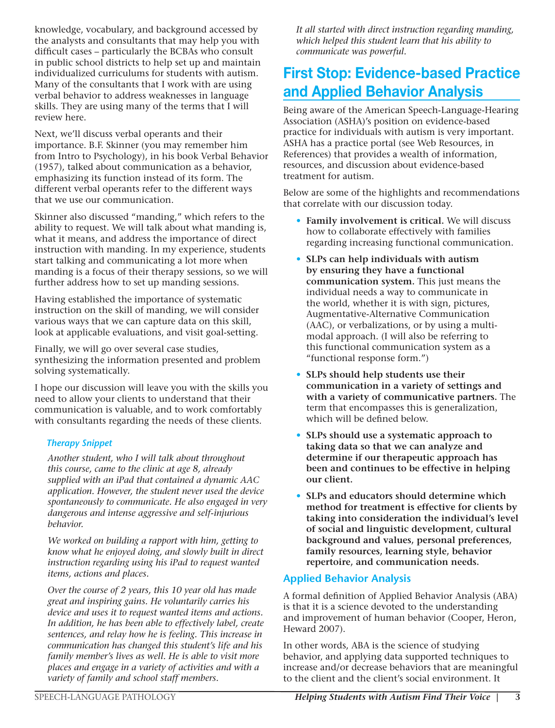knowledge, vocabulary, and background accessed by the analysts and consultants that may help you with difficult cases – particularly the BCBAs who consult in public school districts to help set up and maintain individualized curriculums for students with autism. Many of the consultants that I work with are using verbal behavior to address weaknesses in language skills. They are using many of the terms that I will review here.

Next, we'll discuss verbal operants and their importance. B.F. Skinner (you may remember him from Intro to Psychology), in his book Verbal Behavior (1957), talked about communication as a behavior, emphasizing its function instead of its form. The different verbal operants refer to the different ways that we use our communication.

Skinner also discussed "manding," which refers to the ability to request. We will talk about what manding is, what it means, and address the importance of direct instruction with manding. In my experience, students start talking and communicating a lot more when manding is a focus of their therapy sessions, so we will further address how to set up manding sessions.

Having established the importance of systematic instruction on the skill of manding, we will consider various ways that we can capture data on this skill, look at applicable evaluations, and visit goal-setting.

Finally, we will go over several case studies, synthesizing the information presented and problem solving systematically.

I hope our discussion will leave you with the skills you need to allow your clients to understand that their communication is valuable, and to work comfortably with consultants regarding the needs of these clients.

### Therapy Snippet

*Another student, who I will talk about throughout this course, came to the clinic at age 8, already supplied with an iPad that contained a dynamic AAC application. However, the student never used the device spontaneously to communicate. He also engaged in very dangerous and intense aggressive and self-injurious behavior.*

*We worked on building a rapport with him, getting to know what he enjoyed doing, and slowly built in direct instruction regarding using his iPad to request wanted items, actions and places.*

*Over the course of 2 years, this 10 year old has made great and inspiring gains. He voluntarily carries his device and uses it to request wanted items and actions. In addition, he has been able to effectively label, create sentences, and relay how he is feeling. This increase in communication has changed this student's life and his family member's lives as well. He is able to visit more places and engage in a variety of activities and with a variety of family and school staff members.*

*It all started with direct instruction regarding manding, which helped this student learn that his ability to communicate was powerful.*

## First Stop: Evidence-based Practice and Applied Behavior Analysis

Being aware of the American Speech-Language-Hearing Association (ASHA)'s position on evidence-based practice for individuals with autism is very important. ASHA has a practice portal (see Web Resources, in References) that provides a wealth of information, resources, and discussion about evidence-based treatment for autism.

Below are some of the highlights and recommendations that correlate with our discussion today.

- **Family involvement is critical.** We will discuss how to collaborate effectively with families regarding increasing functional communication.
- **SLPs can help individuals with autism by ensuring they have a functional communication system.** This just means the individual needs a way to communicate in the world, whether it is with sign, pictures, Augmentative-Alternative Communication (AAC), or verbalizations, or by using a multi-modal approach. (I will also be referring to this functional communication system as a "functional response form.")
- **SLPs should help students use their communication in a variety of settings and with a variety of communicative partners.** The term that encompasses this is generalization, which will be defined below.
- **SLPs should use a systematic approach to taking data so that we can analyze and determine if our therapeutic approach has been and continues to be effective in helping our client.**
- **SLPs and educators should determine which method for treatment is effective for clients by taking into consideration the individual's level of social and linguistic development, cultural background and values, personal preferences, family resources, learning style, behavior repertoire, and communication needs.**

### Applied Behavior Analysis

A formal definition of Applied Behavior Analysis (ABA) is that it is a science devoted to the understanding and improvement of human behavior (Cooper, Heron, Heward 2007).

In other words, ABA is the science of studying behavior, and applying data supported techniques to increase and/or decrease behaviors that are meaningful to the client and the client's social environment. It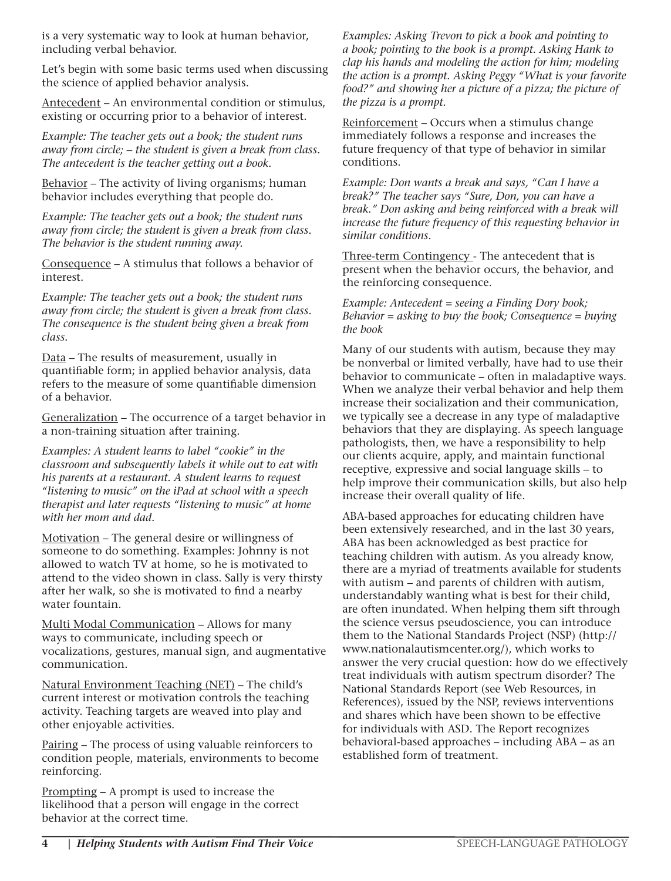is a very systematic way to look at human behavior, including verbal behavior.

Let's begin with some basic terms used when discussing the science of applied behavior analysis.

<u>Antecedent</u> – An environmental condition or stimulus, existing or occurring prior to a behavior of interest.

*Example: The teacher gets out a book; the student runs away from circle; – the student is given a break from class. The antecedent is the teacher getting out a book.*

<u>Behavior</u> – The activity of living organisms; human behavior includes everything that people do.

*Example: The teacher gets out a book; the student runs away from circle; the student is given a break from class. The behavior is the student running away.*

<u>Consequence</u> – A stimulus that follows a behavior of interest.

*Example: The teacher gets out a book; the student runs away from circle; the student is given a break from class. The consequence is the student being given a break from class.*

<u>Data</u> – The results of measurement, usually in quantifiable form; in applied behavior analysis, data refers to the measure of some quantifiable dimension of a behavior.

<u>Generalization</u> – The occurrence of a target behavior in a non-training situation after training.

*Examples: A student learns to label "cookie" in the classroom and subsequently labels it while out to eat with his parents at a restaurant. A student learns to request "listening to music" on the iPad at school with a speech therapist and later requests "listening to music" at home with her mom and dad.*

<u>Motivation</u> – The general desire or willingness of someone to do something. Examples: Johnny is not allowed to watch TV at home, so he is motivated to attend to the video shown in class. Sally is very thirsty after her walk, so she is motivated to find a nearby water fountain.

<u>Multi Modal Communication</u> – Allows for many ways to communicate, including speech or vocalizations, gestures, manual sign, and augmentative communication.

<u>Natural Environment Teaching (NET)</u> – The child's current interest or motivation controls the teaching activity. Teaching targets are weaved into play and other enjoyable activities.

<u>Pairing</u> – The process of using valuable reinforcers to condition people, materials, environments to become reinforcing.

<u>Prompting</u> – A prompt is used to increase the likelihood that a person will engage in the correct behavior at the correct time.

*Examples: Asking Trevon to pick a book and pointing to a book; pointing to the book is a prompt. Asking Hank to clap his hands and modeling the action for him; modeling the action is a prompt. Asking Peggy "What is your favorite food?" and showing her a picture of a pizza; the picture of the pizza is a prompt.*

<u>Reinforcement</u> – Occurs when a stimulus change immediately follows a response and increases the future frequency of that type of behavior in similar conditions.

*Example: Don wants a break and says, "Can I have a break?" The teacher says "Sure, Don, you can have a break." Don asking and being reinforced with a break will increase the future frequency of this requesting behavior in similar conditions.*

<u>Three-term Contingency</u> - The antecedent that is present when the behavior occurs, the behavior, and the reinforcing consequence.

*Example: Antecedent = seeing a Finding Dory book; Behavior = asking to buy the book; Consequence = buying the book*

Many of our students with autism, because they may be nonverbal or limited verbally, have had to use their behavior to communicate – often in maladaptive ways. When we analyze their verbal behavior and help them increase their socialization and their communication, we typically see a decrease in any type of maladaptive behaviors that they are displaying. As speech language pathologists, then, we have a responsibility to help our clients acquire, apply, and maintain functional receptive, expressive and social language skills – to help improve their communication skills, but also help increase their overall quality of life.

ABA-based approaches for educating children have been extensively researched, and in the last 30 years, ABA has been acknowledged as best practice for teaching children with autism. As you already know, there are a myriad of treatments available for students with autism – and parents of children with autism, understandably wanting what is best for their child, are often inundated. When helping them sift through the science versus pseudoscience, you can introduce them to the National Standards Project (NSP) (http://www.nationalautismcenter.org/), which works to answer the very crucial question: how do we effectively treat individuals with autism spectrum disorder? The National Standards Report (see Web Resources, in References), issued by the NSP, reviews interventions and shares which have been shown to be effective for individuals with ASD. The Report recognizes behavioral-based approaches – including ABA – as an established form of treatment.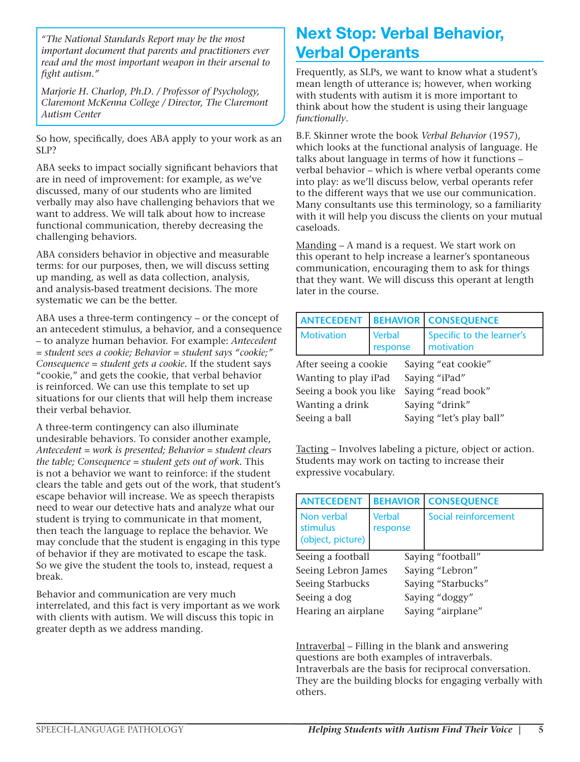> *"The National Standards Report may be the most important document that parents and practitioners ever read and the most important weapon in their arsenal to fight autism."*
>
> *Marjorie H. Charlop, Ph.D. / Professor of Psychology, Claremont McKenna College / Director, The Claremont Autism Center*

So how, specifically, does ABA apply to your work as an SLP?

ABA seeks to impact socially significant behaviors that are in need of improvement: for example, as we've discussed, many of our students who are limited verbally may also have challenging behaviors that we want to address. We will talk about how to increase functional communication, thereby decreasing the challenging behaviors.

ABA considers behavior in objective and measurable terms: for our purposes, then, we will discuss setting up manding, as well as data collection, analysis, and analysis-based treatment decisions. The more systematic we can be the better.

ABA uses a three-term contingency – or the concept of an antecedent stimulus, a behavior, and a consequence – to analyze human behavior. For example: *Antecedent = student sees a cookie; Behavior = student says "cookie;" Consequence = student gets a cookie.* If the student says "cookie," and gets the cookie, that verbal behavior is reinforced. We can use this template to set up situations for our clients that will help them increase their verbal behavior.

A three-term contingency can also illuminate undesirable behaviors. To consider another example, *Antecedent = work is presented; Behavior = student clears the table; Consequence = student gets out of work.* This is not a behavior we want to reinforce: if the student clears the table and gets out of the work, that student's escape behavior will increase. We as speech therapists need to wear our detective hats and analyze what our student is trying to communicate in that moment, then teach the language to replace the behavior. We may conclude that the student is engaging in this type of behavior if they are motivated to escape the task. So we give the student the tools to, instead, request a break.

Behavior and communication are very much interrelated, and this fact is very important as we work with clients with autism. We will discuss this topic in greater depth as we address manding.

## Next Stop: Verbal Behavior, Verbal Operants

Frequently, as SLPs, we want to know what a student's mean length of utterance is; however, when working with students with autism it is more important to think about how the student is using their language *functionally*.

B.F. Skinner wrote the book *Verbal Behavior* (1957), which looks at the functional analysis of language. He talks about language in terms of how it functions – verbal behavior – which is where verbal operants come into play: as we'll discuss below, verbal operants refer to the different ways that we use our communication. Many consultants use this terminology, so a familiarity with it will help you discuss the clients on your mutual caseloads.

Manding – A mand is a request. We start work on this operant to help increase a learner's spontaneous communication, encouraging them to ask for things that they want. We will discuss this operant at length later in the course.

| ANTECEDENT | BEHAVIOR | CONSEQUENCE |
|---|---|---|
| Motivation | Verbal response | Specific to the learner's motivation |

| | |
|---|---|
| After seeing a cookie | Saying "eat cookie" |
| Wanting to play iPad | Saying "iPad" |
| Seeing a book you like | Saying "read book" |
| Wanting a drink | Saying "drink" |
| Seeing a ball | Saying "let's play ball" |

Tacting – Involves labeling a picture, object or action. Students may work on tacting to increase their expressive vocabulary.

| ANTECEDENT | BEHAVIOR | CONSEQUENCE |
|---|---|---|
| Non verbal stimulus (object, picture) | Verbal response | Social reinforcement |

| | |
|---|---|
| Seeing a football | Saying "football" |
| Seeing Lebron James | Saying "Lebron" |
| Seeing Starbucks | Saying "Starbucks" |
| Seeing a dog | Saying "doggy" |
| Hearing an airplane | Saying "airplane" |

Intraverbal – Filling in the blank and answering questions are both examples of intraverbals. Intraverbals are the basis for reciprocal conversation. They are the building blocks for engaging verbally with others.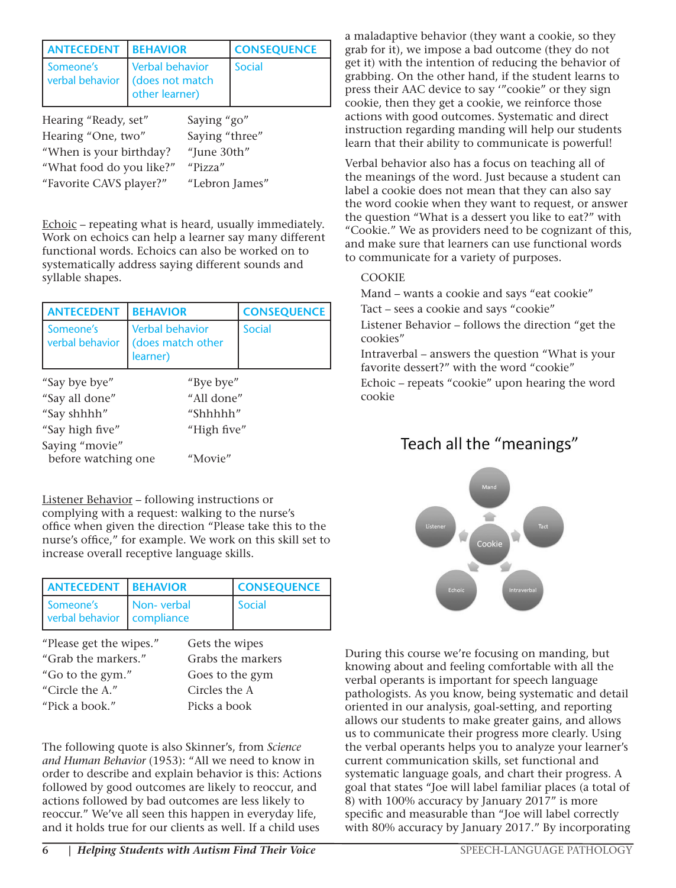| ANTECEDENT | BEHAVIOR | CONSEQUENCE |
| --- | --- | --- |
| Someone's verbal behavior | Verbal behavior (does not match other learner) | Social |

| | |
| --- | --- |
| Hearing "Ready, set" | Saying "go" |
| Hearing "One, two" | Saying "three" |
| "When is your birthday? | "June 30th" |
| "What food do you like?" | "Pizza" |
| "Favorite CAVS player?" | "Lebron James" |

Echoic – repeating what is heard, usually immediately. Work on echoics can help a learner say many different functional words. Echoics can also be worked on to systematically address saying different sounds and syllable shapes.

| ANTECEDENT | BEHAVIOR | CONSEQUENCE |
| --- | --- | --- |
| Someone's verbal behavior | Verbal behavior (does match other learner) | Social |

| | |
| --- | --- |
| "Say bye bye" | "Bye bye" |
| "Say all done" | "All done" |
| "Say shhhh" | "Shhhhh" |
| "Say high five" | "High five" |
| Saying "movie" before watching one | "Movie" |

Listener Behavior – following instructions or complying with a request: walking to the nurse's office when given the direction "Please take this to the nurse's office," for example. We work on this skill set to increase overall receptive language skills.

| ANTECEDENT | BEHAVIOR | CONSEQUENCE |
| --- | --- | --- |
| Someone's verbal behavior | Non- verbal compliance | Social |

| | |
| --- | --- |
| "Please get the wipes." | Gets the wipes |
| "Grab the markers." | Grabs the markers |
| "Go to the gym." | Goes to the gym |
| "Circle the A." | Circles the A |
| "Pick a book." | Picks a book |

The following quote is also Skinner's, from *Science and Human Behavior* (1953): "All we need to know in order to describe and explain behavior is this: Actions followed by good outcomes are likely to reoccur, and actions followed by bad outcomes are less likely to reoccur." We've all seen this happen in everyday life, and it holds true for our clients as well. If a child uses a maladaptive behavior (they want a cookie, so they grab for it), we impose a bad outcome (they do not get it) with the intention of reducing the behavior of grabbing. On the other hand, if the student learns to press their AAC device to say '"cookie" or they sign cookie, then they get a cookie, we reinforce those actions with good outcomes. Systematic and direct instruction regarding manding will help our students learn that their ability to communicate is powerful!

Verbal behavior also has a focus on teaching all of the meanings of the word. Just because a student can label a cookie does not mean that they can also say the word cookie when they want to request, or answer the question "What is a dessert you like to eat?" with "Cookie." We as providers need to be cognizant of this, and make sure that learners can use functional words to communicate for a variety of purposes.

COOKIE

Mand – wants a cookie and says "eat cookie"

Tact – sees a cookie and says "cookie"

Listener Behavior – follows the direction "get the cookies"

Intraverbal – answers the question "What is your favorite dessert?" with the word "cookie"

Echoic – repeats "cookie" upon hearing the word cookie

Teach all the "meanings"

Mand, Tact, Intraverbal, Echoic, Listener — Cookie

During this course we're focusing on manding, but knowing about and feeling comfortable with all the verbal operants is important for speech language pathologists. As you know, being systematic and detail oriented in our analysis, goal-setting, and reporting allows our students to make greater gains, and allows us to communicate their progress more clearly. Using the verbal operants helps you to analyze your learner's current communication skills, set functional and systematic language goals, and chart their progress. A goal that states "Joe will label familiar places (a total of 8) with 100% accuracy by January 2017" is more specific and measurable than "Joe will label correctly with 80% accuracy by January 2017." By incorporating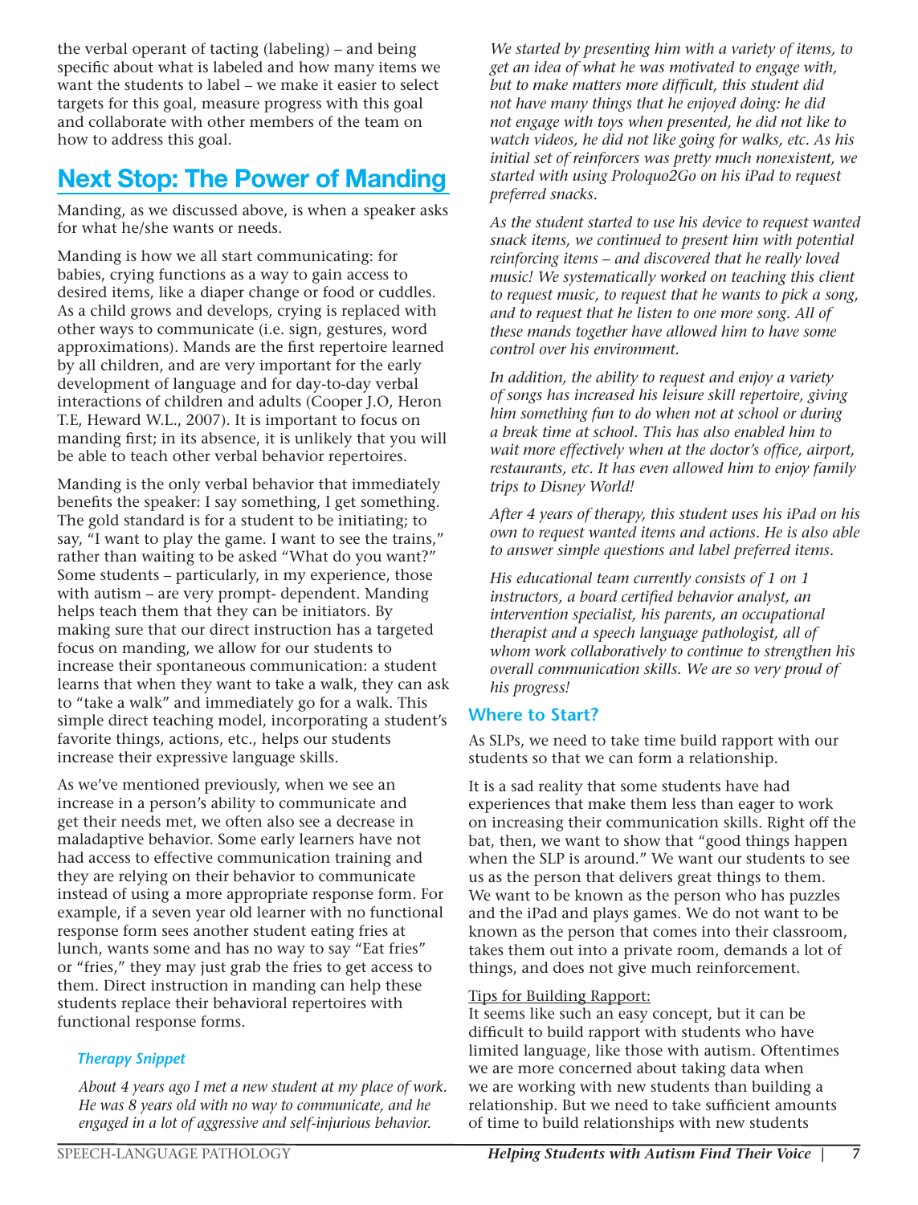the verbal operant of tacting (labeling) – and being specific about what is labeled and how many items we want the students to label – we make it easier to select targets for this goal, measure progress with this goal and collaborate with other members of the team on how to address this goal.

## Next Stop: The Power of Manding

Manding, as we discussed above, is when a speaker asks for what he/she wants or needs.

Manding is how we all start communicating: for babies, crying functions as a way to gain access to desired items, like a diaper change or food or cuddles. As a child grows and develops, crying is replaced with other ways to communicate (i.e. sign, gestures, word approximations). Mands are the first repertoire learned by all children, and are very important for the early development of language and for day-to-day verbal interactions of children and adults (Cooper J.O, Heron T.E, Heward W.L., 2007). It is important to focus on manding first; in its absence, it is unlikely that you will be able to teach other verbal behavior repertoires.

Manding is the only verbal behavior that immediately benefits the speaker: I say something, I get something. The gold standard is for a student to be initiating; to say, "I want to play the game. I want to see the trains," rather than waiting to be asked "What do you want?" Some students – particularly, in my experience, those with autism – are very prompt- dependent. Manding helps teach them that they can be initiators. By making sure that our direct instruction has a targeted focus on manding, we allow for our students to increase their spontaneous communication: a student learns that when they want to take a walk, they can ask to "take a walk" and immediately go for a walk. This simple direct teaching model, incorporating a student's favorite things, actions, etc., helps our students increase their expressive language skills.

As we've mentioned previously, when we see an increase in a person's ability to communicate and get their needs met, we often also see a decrease in maladaptive behavior. Some early learners have not had access to effective communication training and they are relying on their behavior to communicate instead of using a more appropriate response form. For example, if a seven year old learner with no functional response form sees another student eating fries at lunch, wants some and has no way to say "Eat fries" or "fries," they may just grab the fries to get access to them. Direct instruction in manding can help these students replace their behavioral repertoires with functional response forms.

#### *Therapy Snippet*

*About 4 years ago I met a new student at my place of work. He was 8 years old with no way to communicate, and he engaged in a lot of aggressive and self-injurious behavior. We started by presenting him with a variety of items, to get an idea of what he was motivated to engage with, but to make matters more difficult, this student did not have many things that he enjoyed doing: he did not engage with toys when presented, he did not like to watch videos, he did not like going for walks, etc. As his initial set of reinforcers was pretty much nonexistent, we started with using Proloquo2Go on his iPad to request preferred snacks.*

*As the student started to use his device to request wanted snack items, we continued to present him with potential reinforcing items – and discovered that he really loved music! We systematically worked on teaching this client to request music, to request that he wants to pick a song, and to request that he listen to one more song. All of these mands together have allowed him to have some control over his environment.*

*In addition, the ability to request and enjoy a variety of songs has increased his leisure skill repertoire, giving him something fun to do when not at school or during a break time at school. This has also enabled him to wait more effectively when at the doctor's office, airport, restaurants, etc. It has even allowed him to enjoy family trips to Disney World!*

*After 4 years of therapy, this student uses his iPad on his own to request wanted items and actions. He is also able to answer simple questions and label preferred items.*

*His educational team currently consists of 1 on 1 instructors, a board certified behavior analyst, an intervention specialist, his parents, an occupational therapist and a speech language pathologist, all of whom work collaboratively to continue to strengthen his overall communication skills. We are so very proud of his progress!*

### Where to Start?

As SLPs, we need to take time build rapport with our students so that we can form a relationship.

It is a sad reality that some students have had experiences that make them less than eager to work on increasing their communication skills. Right off the bat, then, we want to show that "good things happen when the SLP is around." We want our students to see us as the person that delivers great things to them. We want to be known as the person who has puzzles and the iPad and plays games. We do not want to be known as the person that comes into their classroom, takes them out into a private room, demands a lot of things, and does not give much reinforcement.

Tips for Building Rapport:

It seems like such an easy concept, but it can be difficult to build rapport with students who have limited language, like those with autism. Oftentimes we are more concerned about taking data when we are working with new students than building a relationship. But we need to take sufficient amounts of time to build relationships with new students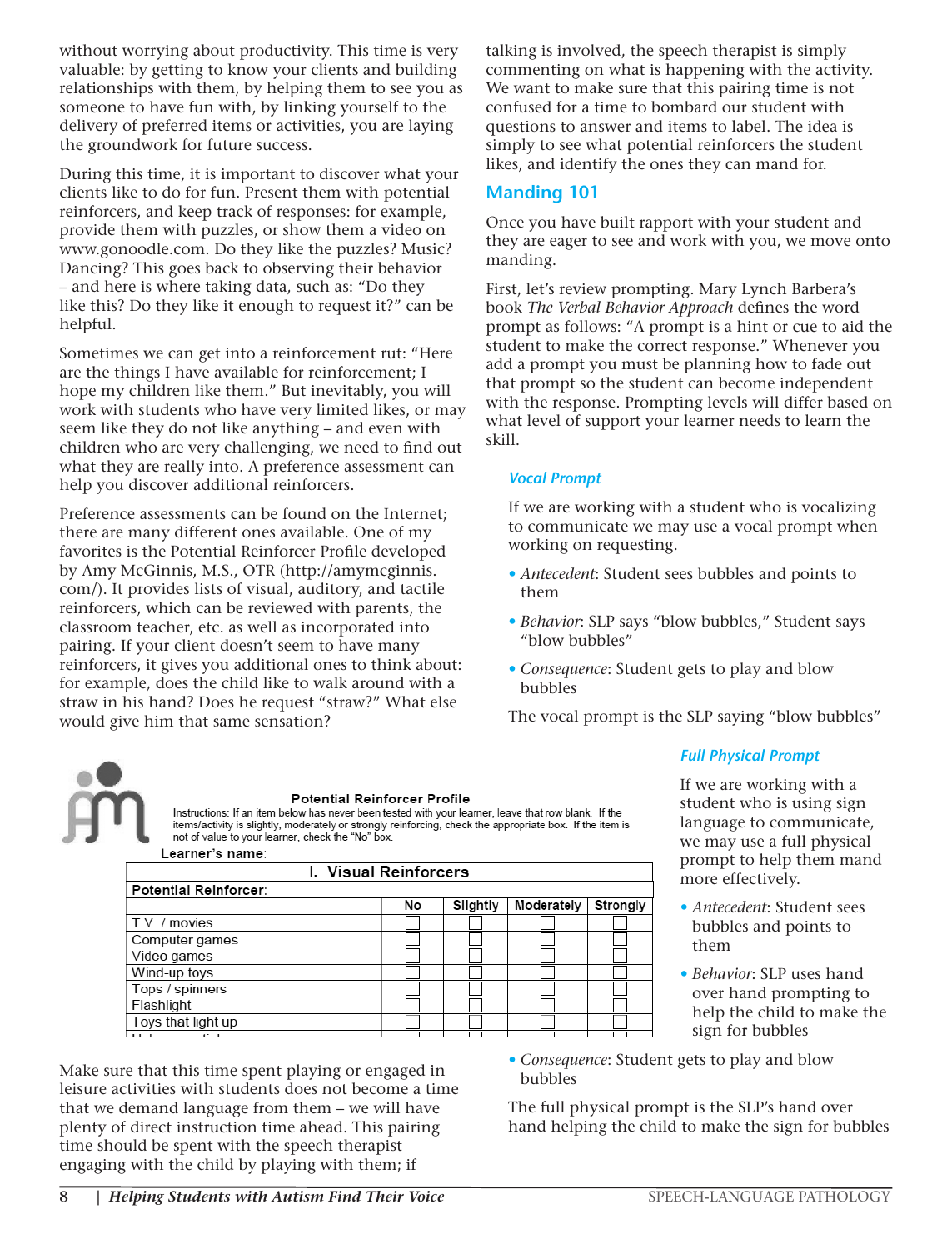without worrying about productivity. This time is very valuable: by getting to know your clients and building relationships with them, by helping them to see you as someone to have fun with, by linking yourself to the delivery of preferred items or activities, you are laying the groundwork for future success.

During this time, it is important to discover what your clients like to do for fun. Present them with potential reinforcers, and keep track of responses: for example, provide them with puzzles, or show them a video on www.gonoodle.com. Do they like the puzzles? Music? Dancing? This goes back to observing their behavior – and here is where taking data, such as: "Do they like this? Do they like it enough to request it?" can be helpful.

Sometimes we can get into a reinforcement rut: "Here are the things I have available for reinforcement; I hope my children like them." But inevitably, you will work with students who have very limited likes, or may seem like they do not like anything – and even with children who are very challenging, we need to find out what they are really into. A preference assessment can help you discover additional reinforcers.

Preference assessments can be found on the Internet; there are many different ones available. One of my favorites is the Potential Reinforcer Profile developed by Amy McGinnis, M.S., OTR (http://amymcginnis.com/). It provides lists of visual, auditory, and tactile reinforcers, which can be reviewed with parents, the classroom teacher, etc. as well as incorporated into pairing. If your client doesn't seem to have many reinforcers, it gives you additional ones to think about: for example, does the child like to walk around with a straw in his hand? Does he request "straw?" What else would give him that same sensation?

**Potential Reinforcer Profile**

Instructions: If an item below has never been tested with your learner, leave that row blank. If the items/activity is slightly, moderately or strongly reinforcing, check the appropriate box. If the item is not of value to your learner, check the "No" box.

Learner's name:

**I. Visual Reinforcers**

| Potential Reinforcer: | No | Slightly | Moderately | Strongly |
|---|---|---|---|---|
| T.V. / movies | ☐ | ☐ | ☐ | ☐ |
| Computer games | ☐ | ☐ | ☐ | ☐ |
| Video games | ☐ | ☐ | ☐ | ☐ |
| Wind-up toys | ☐ | ☐ | ☐ | ☐ |
| Tops / spinners | ☐ | ☐ | ☐ | ☐ |
| Flashlight | ☐ | ☐ | ☐ | ☐ |
| Toys that light up | ☐ | ☐ | ☐ | ☐ |

Make sure that this time spent playing or engaged in leisure activities with students does not become a time that we demand language from them – we will have plenty of direct instruction time ahead. This pairing time should be spent with the speech therapist engaging with the child by playing with them; if talking is involved, the speech therapist is simply commenting on what is happening with the activity. We want to make sure that this pairing time is not confused for a time to bombard our student with questions to answer and items to label. The idea is simply to see what potential reinforcers the student likes, and identify the ones they can mand for.

## Manding 101

Once you have built rapport with your student and they are eager to see and work with you, we move onto manding.

First, let's review prompting. Mary Lynch Barbera's book *The Verbal Behavior Approach* defines the word prompt as follows: "A prompt is a hint or cue to aid the student to make the correct response." Whenever you add a prompt you must be planning how to fade out that prompt so the student can become independent with the response. Prompting levels will differ based on what level of support your learner needs to learn the skill.

### *Vocal Prompt*

If we are working with a student who is vocalizing to communicate we may use a vocal prompt when working on requesting.

- *Antecedent*: Student sees bubbles and points to them
- *Behavior*: SLP says "blow bubbles," Student says "blow bubbles"
- *Consequence*: Student gets to play and blow bubbles

The vocal prompt is the SLP saying "blow bubbles"

### *Full Physical Prompt*

If we are working with a student who is using sign language to communicate, we may use a full physical prompt to help them mand more effectively.

- *Antecedent*: Student sees bubbles and points to them
- *Behavior*: SLP uses hand over hand prompting to help the child to make the sign for bubbles
- *Consequence*: Student gets to play and blow bubbles

The full physical prompt is the SLP's hand over hand helping the child to make the sign for bubbles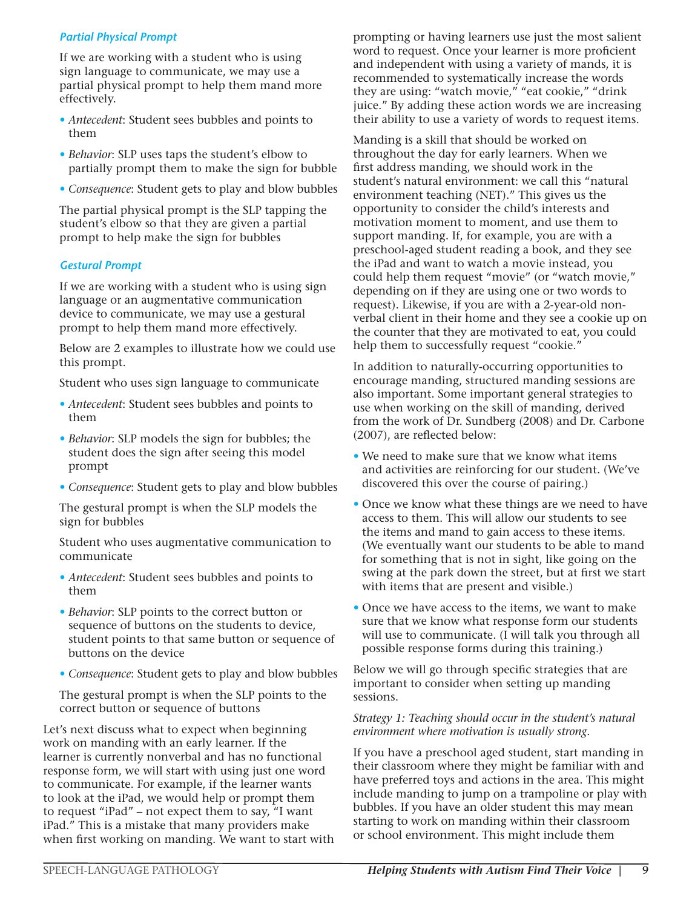### *Partial Physical Prompt*

If we are working with a student who is using sign language to communicate, we may use a partial physical prompt to help them mand more effectively.

- *Antecedent*: Student sees bubbles and points to them
- *Behavior*: SLP uses taps the student's elbow to partially prompt them to make the sign for bubble
- *Consequence*: Student gets to play and blow bubbles

The partial physical prompt is the SLP tapping the student's elbow so that they are given a partial prompt to help make the sign for bubbles

### *Gestural Prompt*

If we are working with a student who is using sign language or an augmentative communication device to communicate, we may use a gestural prompt to help them mand more effectively.

Below are 2 examples to illustrate how we could use this prompt.

Student who uses sign language to communicate

- *Antecedent*: Student sees bubbles and points to them
- *Behavior*: SLP models the sign for bubbles; the student does the sign after seeing this model prompt
- *Consequence*: Student gets to play and blow bubbles

The gestural prompt is when the SLP models the sign for bubbles

Student who uses augmentative communication to communicate

- *Antecedent*: Student sees bubbles and points to them
- *Behavior*: SLP points to the correct button or sequence of buttons on the students to device, student points to that same button or sequence of buttons on the device
- *Consequence*: Student gets to play and blow bubbles

The gestural prompt is when the SLP points to the correct button or sequence of buttons

Let's next discuss what to expect when beginning work on manding with an early learner. If the learner is currently nonverbal and has no functional response form, we will start with using just one word to communicate. For example, if the learner wants to look at the iPad, we would help or prompt them to request "iPad" – not expect them to say, "I want iPad." This is a mistake that many providers make when first working on manding. We want to start with prompting or having learners use just the most salient word to request. Once your learner is more proficient and independent with using a variety of mands, it is recommended to systematically increase the words they are using: "watch movie," "eat cookie," "drink juice." By adding these action words we are increasing their ability to use a variety of words to request items.

Manding is a skill that should be worked on throughout the day for early learners. When we first address manding, we should work in the student's natural environment: we call this "natural environment teaching (NET)." This gives us the opportunity to consider the child's interests and motivation moment to moment, and use them to support manding. If, for example, you are with a preschool-aged student reading a book, and they see the iPad and want to watch a movie instead, you could help them request "movie" (or "watch movie," depending on if they are using one or two words to request). Likewise, if you are with a 2-year-old non-verbal client in their home and they see a cookie up on the counter that they are motivated to eat, you could help them to successfully request "cookie."

In addition to naturally-occurring opportunities to encourage manding, structured manding sessions are also important. Some important general strategies to use when working on the skill of manding, derived from the work of Dr. Sundberg (2008) and Dr. Carbone (2007), are reflected below:

- We need to make sure that we know what items and activities are reinforcing for our student. (We've discovered this over the course of pairing.)
- Once we know what these things are we need to have access to them. This will allow our students to see the items and mand to gain access to these items. (We eventually want our students to be able to mand for something that is not in sight, like going on the swing at the park down the street, but at first we start with items that are present and visible.)
- Once we have access to the items, we want to make sure that we know what response form our students will use to communicate. (I will talk you through all possible response forms during this training.)

Below we will go through specific strategies that are important to consider when setting up manding sessions.

*Strategy 1: Teaching should occur in the student's natural environment where motivation is usually strong.*

If you have a preschool aged student, start manding in their classroom where they might be familiar with and have preferred toys and actions in the area. This might include manding to jump on a trampoline or play with bubbles. If you have an older student this may mean starting to work on manding within their classroom or school environment. This might include them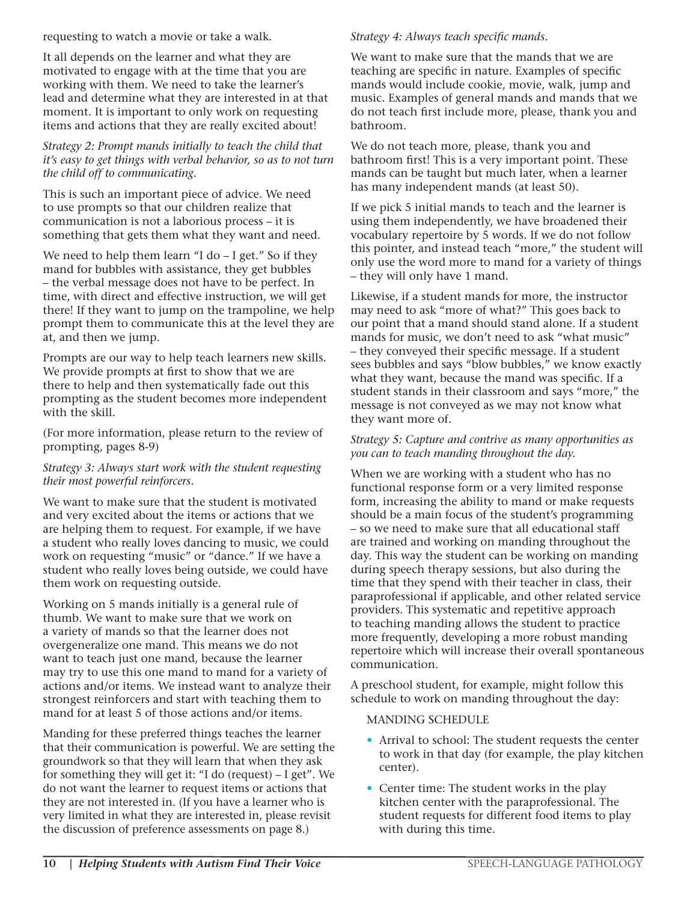requesting to watch a movie or take a walk.

It all depends on the learner and what they are motivated to engage with at the time that you are working with them. We need to take the learner's lead and determine what they are interested in at that moment. It is important to only work on requesting items and actions that they are really excited about!

*Strategy 2: Prompt mands initially to teach the child that it's easy to get things with verbal behavior, so as to not turn the child off to communicating.*

This is such an important piece of advice. We need to use prompts so that our children realize that communication is not a laborious process – it is something that gets them what they want and need.

We need to help them learn "I do – I get." So if they mand for bubbles with assistance, they get bubbles – the verbal message does not have to be perfect. In time, with direct and effective instruction, we will get there! If they want to jump on the trampoline, we help prompt them to communicate this at the level they are at, and then we jump.

Prompts are our way to help teach learners new skills. We provide prompts at first to show that we are there to help and then systematically fade out this prompting as the student becomes more independent with the skill.

(For more information, please return to the review of prompting, pages 8-9)

*Strategy 3: Always start work with the student requesting their most powerful reinforcers.*

We want to make sure that the student is motivated and very excited about the items or actions that we are helping them to request. For example, if we have a student who really loves dancing to music, we could work on requesting "music" or "dance." If we have a student who really loves being outside, we could have them work on requesting outside.

Working on 5 mands initially is a general rule of thumb. We want to make sure that we work on a variety of mands so that the learner does not overgeneralize one mand. This means we do not want to teach just one mand, because the learner may try to use this one mand to mand for a variety of actions and/or items. We instead want to analyze their strongest reinforcers and start with teaching them to mand for at least 5 of those actions and/or items.

Manding for these preferred things teaches the learner that their communication is powerful. We are setting the groundwork so that they will learn that when they ask for something they will get it: "I do (request) – I get". We do not want the learner to request items or actions that they are not interested in. (If you have a learner who is very limited in what they are interested in, please revisit the discussion of preference assessments on page 8.)

*Strategy 4: Always teach specific mands.*

We want to make sure that the mands that we are teaching are specific in nature. Examples of specific mands would include cookie, movie, walk, jump and music. Examples of general mands and mands that we do not teach first include more, please, thank you and bathroom.

We do not teach more, please, thank you and bathroom first! This is a very important point. These mands can be taught but much later, when a learner has many independent mands (at least 50).

If we pick 5 initial mands to teach and the learner is using them independently, we have broadened their vocabulary repertoire by 5 words. If we do not follow this pointer, and instead teach "more," the student will only use the word more to mand for a variety of things – they will only have 1 mand.

Likewise, if a student mands for more, the instructor may need to ask "more of what?" This goes back to our point that a mand should stand alone. If a student mands for music, we don't need to ask "what music" – they conveyed their specific message. If a student sees bubbles and says "blow bubbles," we know exactly what they want, because the mand was specific. If a student stands in their classroom and says "more," the message is not conveyed as we may not know what they want more of.

*Strategy 5: Capture and contrive as many opportunities as you can to teach manding throughout the day.*

When we are working with a student who has no functional response form or a very limited response form, increasing the ability to mand or make requests should be a main focus of the student's programming – so we need to make sure that all educational staff are trained and working on manding throughout the day. This way the student can be working on manding during speech therapy sessions, but also during the time that they spend with their teacher in class, their paraprofessional if applicable, and other related service providers. This systematic and repetitive approach to teaching manding allows the student to practice more frequently, developing a more robust manding repertoire which will increase their overall spontaneous communication.

A preschool student, for example, might follow this schedule to work on manding throughout the day:

MANDING SCHEDULE

- Arrival to school: The student requests the center to work in that day (for example, the play kitchen center).
- Center time: The student works in the play kitchen center with the paraprofessional. The student requests for different food items to play with during this time.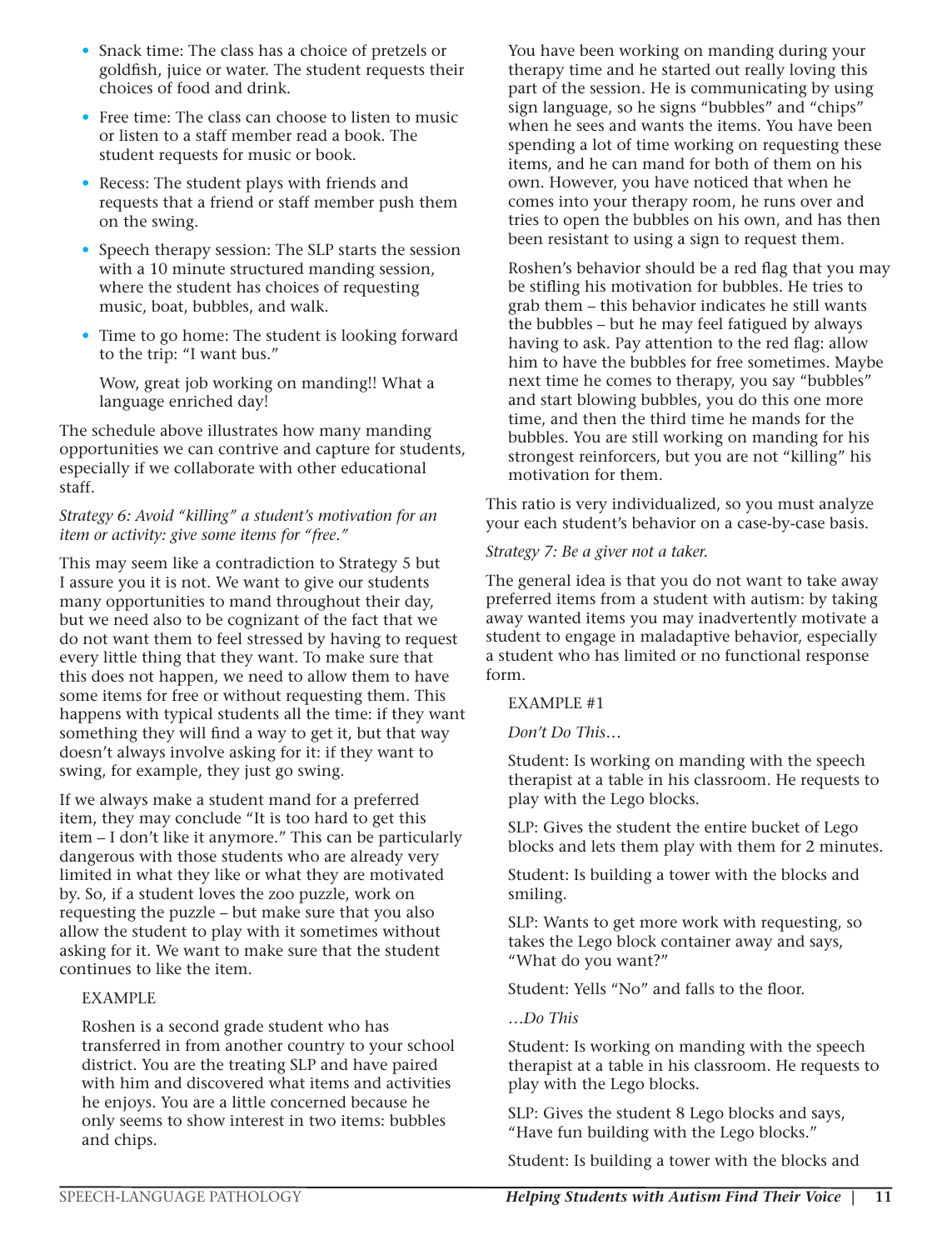- Snack time: The class has a choice of pretzels or goldfish, juice or water. The student requests their choices of food and drink.
- Free time: The class can choose to listen to music or listen to a staff member read a book. The student requests for music or book.
- Recess: The student plays with friends and requests that a friend or staff member push them on the swing.
- Speech therapy session: The SLP starts the session with a 10 minute structured manding session, where the student has choices of requesting music, boat, bubbles, and walk.
- Time to go home: The student is looking forward to the trip: "I want bus."

  Wow, great job working on manding!! What a language enriched day!

The schedule above illustrates how many manding opportunities we can contrive and capture for students, especially if we collaborate with other educational staff.

*Strategy 6: Avoid "killing" a student's motivation for an item or activity: give some items for "free."*

This may seem like a contradiction to Strategy 5 but I assure you it is not. We want to give our students many opportunities to mand throughout their day, but we need also to be cognizant of the fact that we do not want them to feel stressed by having to request every little thing that they want. To make sure that this does not happen, we need to allow them to have some items for free or without requesting them. This happens with typical students all the time: if they want something they will find a way to get it, but that way doesn't always involve asking for it: if they want to swing, for example, they just go swing.

If we always make a student mand for a preferred item, they may conclude "It is too hard to get this item – I don't like it anymore." This can be particularly dangerous with those students who are already very limited in what they like or what they are motivated by. So, if a student loves the zoo puzzle, work on requesting the puzzle – but make sure that you also allow the student to play with it sometimes without asking for it. We want to make sure that the student continues to like the item.

> EXAMPLE
>
> Roshen is a second grade student who has transferred in from another country to your school district. You are the treating SLP and have paired with him and discovered what items and activities he enjoys. You are a little concerned because he only seems to show interest in two items: bubbles and chips.
>
> You have been working on manding during your therapy time and he started out really loving this part of the session. He is communicating by using sign language, so he signs "bubbles" and "chips" when he sees and wants the items. You have been spending a lot of time working on requesting these items, and he can mand for both of them on his own. However, you have noticed that when he comes into your therapy room, he runs over and tries to open the bubbles on his own, and has then been resistant to using a sign to request them.
>
> Roshen's behavior should be a red flag that you may be stifling his motivation for bubbles. He tries to grab them – this behavior indicates he still wants the bubbles – but he may feel fatigued by always having to ask. Pay attention to the red flag: allow him to have the bubbles for free sometimes. Maybe next time he comes to therapy, you say "bubbles" and start blowing bubbles, you do this one more time, and then the third time he mands for the bubbles. You are still working on manding for his strongest reinforcers, but you are not "killing" his motivation for them.

This ratio is very individualized, so you must analyze your each student's behavior on a case-by-case basis.

*Strategy 7: Be a giver not a taker.*

The general idea is that you do not want to take away preferred items from a student with autism: by taking away wanted items you may inadvertently motivate a student to engage in maladaptive behavior, especially a student who has limited or no functional response form.

> EXAMPLE #1
>
> *Don't Do This…*
>
> Student: Is working on manding with the speech therapist at a table in his classroom. He requests to play with the Lego blocks.
>
> SLP: Gives the student the entire bucket of Lego blocks and lets them play with them for 2 minutes.
>
> Student: Is building a tower with the blocks and smiling.
>
> SLP: Wants to get more work with requesting, so takes the Lego block container away and says, "What do you want?"
>
> Student: Yells "No" and falls to the floor.
>
> *…Do This*
>
> Student: Is working on manding with the speech therapist at a table in his classroom. He requests to play with the Lego blocks.
>
> SLP: Gives the student 8 Lego blocks and says, "Have fun building with the Lego blocks."
>
> Student: Is building a tower with the blocks and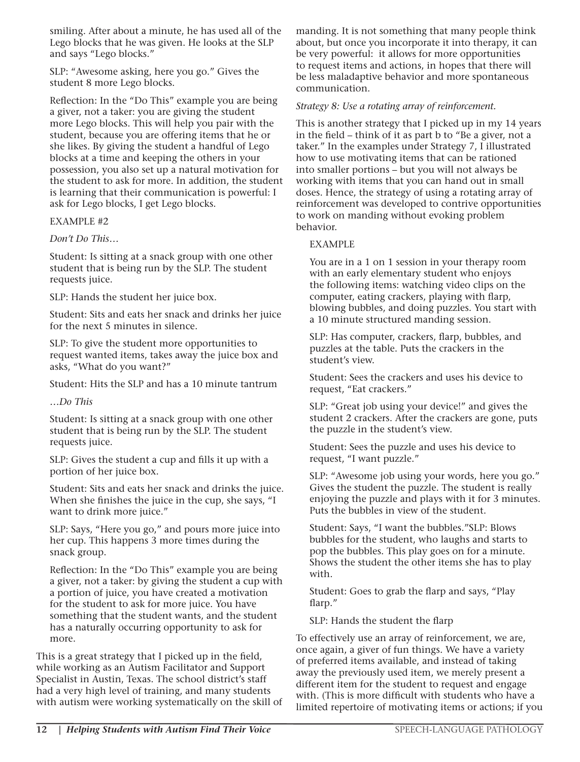smiling. After about a minute, he has used all of the Lego blocks that he was given. He looks at the SLP and says "Lego blocks."

SLP: "Awesome asking, here you go." Gives the student 8 more Lego blocks.

Reflection: In the "Do This" example you are being a giver, not a taker: you are giving the student more Lego blocks. This will help you pair with the student, because you are offering items that he or she likes. By giving the student a handful of Lego blocks at a time and keeping the others in your possession, you also set up a natural motivation for the student to ask for more. In addition, the student is learning that their communication is powerful: I ask for Lego blocks, I get Lego blocks.

EXAMPLE #2

*Don't Do This…*

Student: Is sitting at a snack group with one other student that is being run by the SLP. The student requests juice.

SLP: Hands the student her juice box.

Student: Sits and eats her snack and drinks her juice for the next 5 minutes in silence.

SLP: To give the student more opportunities to request wanted items, takes away the juice box and asks, "What do you want?"

Student: Hits the SLP and has a 10 minute tantrum

*…Do This*

Student: Is sitting at a snack group with one other student that is being run by the SLP. The student requests juice.

SLP: Gives the student a cup and fills it up with a portion of her juice box.

Student: Sits and eats her snack and drinks the juice. When she finishes the juice in the cup, she says, "I want to drink more juice."

SLP: Says, "Here you go," and pours more juice into her cup. This happens 3 more times during the snack group.

Reflection: In the "Do This" example you are being a giver, not a taker: by giving the student a cup with a portion of juice, you have created a motivation for the student to ask for more juice. You have something that the student wants, and the student has a naturally occurring opportunity to ask for more.

This is a great strategy that I picked up in the field, while working as an Autism Facilitator and Support Specialist in Austin, Texas. The school district's staff had a very high level of training, and many students with autism were working systematically on the skill of manding. It is not something that many people think about, but once you incorporate it into therapy, it can be very powerful: it allows for more opportunities to request items and actions, in hopes that there will be less maladaptive behavior and more spontaneous communication.

*Strategy 8: Use a rotating array of reinforcement.*

This is another strategy that I picked up in my 14 years in the field – think of it as part b to "Be a giver, not a taker." In the examples under Strategy 7, I illustrated how to use motivating items that can be rationed into smaller portions – but you will not always be working with items that you can hand out in small doses. Hence, the strategy of using a rotating array of reinforcement was developed to contrive opportunities to work on manding without evoking problem behavior.

EXAMPLE

You are in a 1 on 1 session in your therapy room with an early elementary student who enjoys the following items: watching video clips on the computer, eating crackers, playing with flarp, blowing bubbles, and doing puzzles. You start with a 10 minute structured manding session.

SLP: Has computer, crackers, flarp, bubbles, and puzzles at the table. Puts the crackers in the student's view.

Student: Sees the crackers and uses his device to request, "Eat crackers."

SLP: "Great job using your device!" and gives the student 2 crackers. After the crackers are gone, puts the puzzle in the student's view.

Student: Sees the puzzle and uses his device to request, "I want puzzle."

SLP: "Awesome job using your words, here you go." Gives the student the puzzle. The student is really enjoying the puzzle and plays with it for 3 minutes. Puts the bubbles in view of the student.

Student: Says, "I want the bubbles."SLP: Blows bubbles for the student, who laughs and starts to pop the bubbles. This play goes on for a minute. Shows the student the other items she has to play with.

Student: Goes to grab the flarp and says, "Play flarp."

SLP: Hands the student the flarp

To effectively use an array of reinforcement, we are, once again, a giver of fun things. We have a variety of preferred items available, and instead of taking away the previously used item, we merely present a different item for the student to request and engage with. (This is more difficult with students who have a limited repertoire of motivating items or actions; if you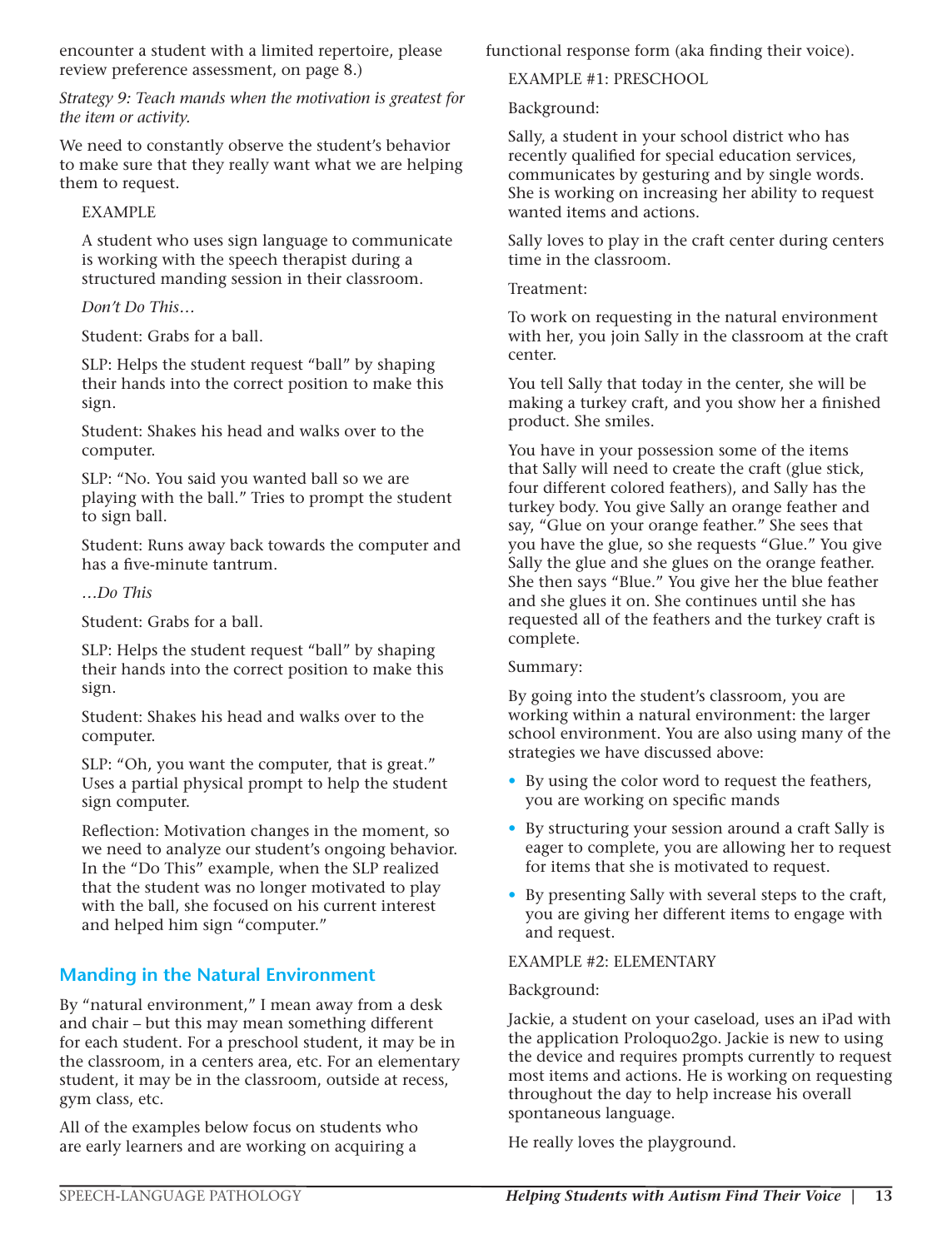encounter a student with a limited repertoire, please review preference assessment, on page 8.)

*Strategy 9: Teach mands when the motivation is greatest for the item or activity.*

We need to constantly observe the student's behavior to make sure that they really want what we are helping them to request.

EXAMPLE

A student who uses sign language to communicate is working with the speech therapist during a structured manding session in their classroom.

*Don't Do This…*

Student: Grabs for a ball.

SLP: Helps the student request "ball" by shaping their hands into the correct position to make this sign.

Student: Shakes his head and walks over to the computer.

SLP: "No. You said you wanted ball so we are playing with the ball." Tries to prompt the student to sign ball.

Student: Runs away back towards the computer and has a five-minute tantrum.

*…Do This*

Student: Grabs for a ball.

SLP: Helps the student request "ball" by shaping their hands into the correct position to make this sign.

Student: Shakes his head and walks over to the computer.

SLP: "Oh, you want the computer, that is great." Uses a partial physical prompt to help the student sign computer.

Reflection: Motivation changes in the moment, so we need to analyze our student's ongoing behavior. In the "Do This" example, when the SLP realized that the student was no longer motivated to play with the ball, she focused on his current interest and helped him sign "computer."

## Manding in the Natural Environment

By "natural environment," I mean away from a desk and chair – but this may mean something different for each student. For a preschool student, it may be in the classroom, in a centers area, etc. For an elementary student, it may be in the classroom, outside at recess, gym class, etc.

All of the examples below focus on students who are early learners and are working on acquiring a functional response form (aka finding their voice).

EXAMPLE #1: PRESCHOOL

Background:

Sally, a student in your school district who has recently qualified for special education services, communicates by gesturing and by single words. She is working on increasing her ability to request wanted items and actions.

Sally loves to play in the craft center during centers time in the classroom.

Treatment:

To work on requesting in the natural environment with her, you join Sally in the classroom at the craft center.

You tell Sally that today in the center, she will be making a turkey craft, and you show her a finished product. She smiles.

You have in your possession some of the items that Sally will need to create the craft (glue stick, four different colored feathers), and Sally has the turkey body. You give Sally an orange feather and say, "Glue on your orange feather." She sees that you have the glue, so she requests "Glue." You give Sally the glue and she glues on the orange feather. She then says "Blue." You give her the blue feather and she glues it on. She continues until she has requested all of the feathers and the turkey craft is complete.

Summary:

By going into the student's classroom, you are working within a natural environment: the larger school environment. You are also using many of the strategies we have discussed above:

- By using the color word to request the feathers, you are working on specific mands
- By structuring your session around a craft Sally is eager to complete, you are allowing her to request for items that she is motivated to request.
- By presenting Sally with several steps to the craft, you are giving her different items to engage with and request.

EXAMPLE #2: ELEMENTARY

Background:

Jackie, a student on your caseload, uses an iPad with the application Proloquo2go. Jackie is new to using the device and requires prompts currently to request most items and actions. He is working on requesting throughout the day to help increase his overall spontaneous language.

He really loves the playground.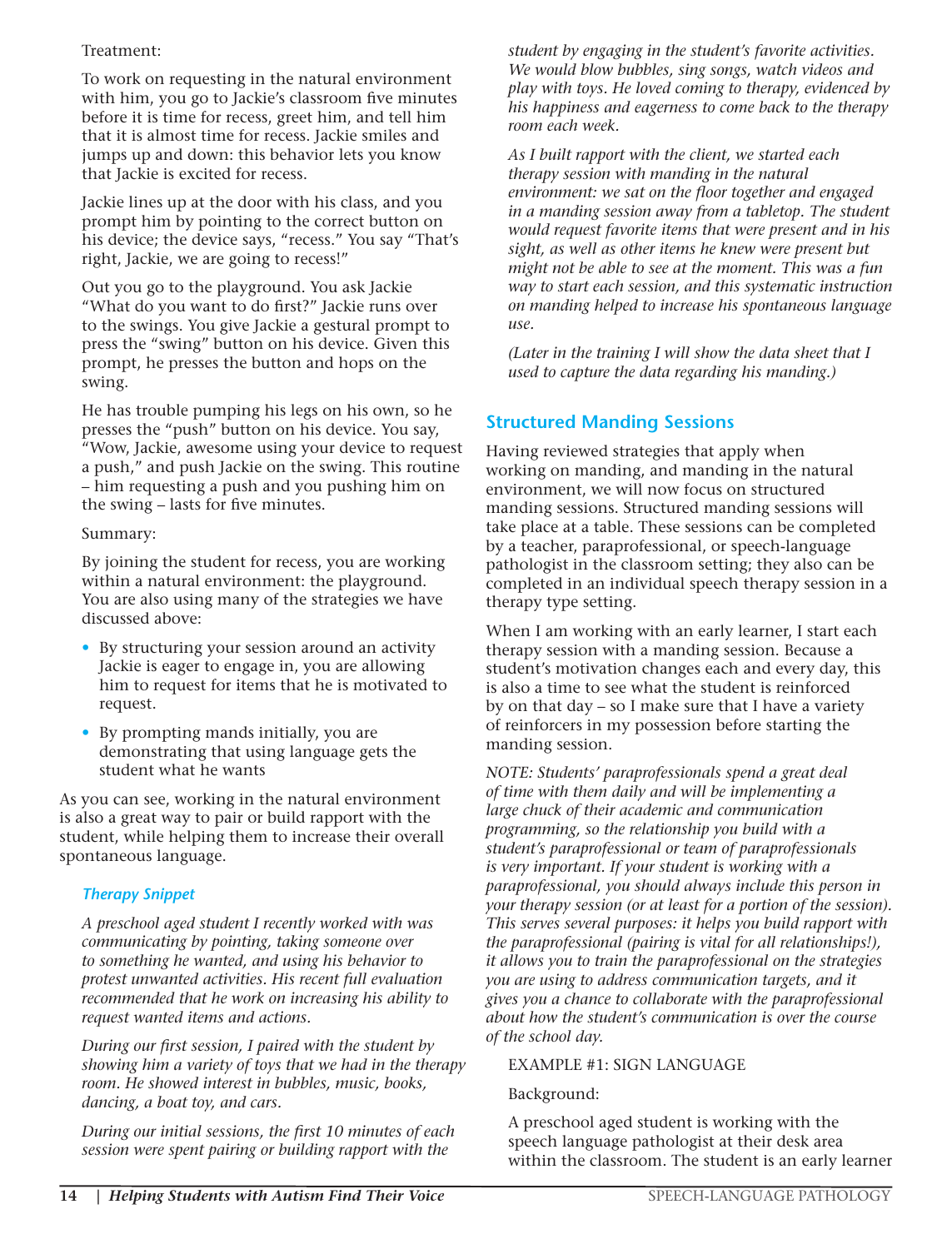Treatment:

To work on requesting in the natural environment with him, you go to Jackie's classroom five minutes before it is time for recess, greet him, and tell him that it is almost time for recess. Jackie smiles and jumps up and down: this behavior lets you know that Jackie is excited for recess.

Jackie lines up at the door with his class, and you prompt him by pointing to the correct button on his device; the device says, "recess." You say "That's right, Jackie, we are going to recess!"

Out you go to the playground. You ask Jackie "What do you want to do first?" Jackie runs over to the swings. You give Jackie a gestural prompt to press the "swing" button on his device. Given this prompt, he presses the button and hops on the swing.

He has trouble pumping his legs on his own, so he presses the "push" button on his device. You say, "Wow, Jackie, awesome using your device to request a push," and push Jackie on the swing. This routine – him requesting a push and you pushing him on the swing – lasts for five minutes.

Summary:

By joining the student for recess, you are working within a natural environment: the playground. You are also using many of the strategies we have discussed above:

- By structuring your session around an activity Jackie is eager to engage in, you are allowing him to request for items that he is motivated to request.
- By prompting mands initially, you are demonstrating that using language gets the student what he wants

As you can see, working in the natural environment is also a great way to pair or build rapport with the student, while helping them to increase their overall spontaneous language.

### *Therapy Snippet*

*A preschool aged student I recently worked with was communicating by pointing, taking someone over to something he wanted, and using his behavior to protest unwanted activities. His recent full evaluation recommended that he work on increasing his ability to request wanted items and actions.*

*During our first session, I paired with the student by showing him a variety of toys that we had in the therapy room. He showed interest in bubbles, music, books, dancing, a boat toy, and cars.*

*During our initial sessions, the first 10 minutes of each session were spent pairing or building rapport with the student by engaging in the student's favorite activities. We would blow bubbles, sing songs, watch videos and play with toys. He loved coming to therapy, evidenced by his happiness and eagerness to come back to the therapy room each week.*

*As I built rapport with the client, we started each therapy session with manding in the natural environment: we sat on the floor together and engaged in a manding session away from a tabletop. The student would request favorite items that were present and in his sight, as well as other items he knew were present but might not be able to see at the moment. This was a fun way to start each session, and this systematic instruction on manding helped to increase his spontaneous language use.*

*(Later in the training I will show the data sheet that I used to capture the data regarding his manding.)*

## Structured Manding Sessions

Having reviewed strategies that apply when working on manding, and manding in the natural environment, we will now focus on structured manding sessions. Structured manding sessions will take place at a table. These sessions can be completed by a teacher, paraprofessional, or speech-language pathologist in the classroom setting; they also can be completed in an individual speech therapy session in a therapy type setting.

When I am working with an early learner, I start each therapy session with a manding session. Because a student's motivation changes each and every day, this is also a time to see what the student is reinforced by on that day – so I make sure that I have a variety of reinforcers in my possession before starting the manding session.

*NOTE: Students' paraprofessionals spend a great deal of time with them daily and will be implementing a large chuck of their academic and communication programming, so the relationship you build with a student's paraprofessional or team of paraprofessionals is very important. If your student is working with a paraprofessional, you should always include this person in your therapy session (or at least for a portion of the session). This serves several purposes: it helps you build rapport with the paraprofessional (pairing is vital for all relationships!), it allows you to train the paraprofessional on the strategies you are using to address communication targets, and it gives you a chance to collaborate with the paraprofessional about how the student's communication is over the course of the school day.*

EXAMPLE #1: SIGN LANGUAGE

Background:

A preschool aged student is working with the speech language pathologist at their desk area within the classroom. The student is an early learner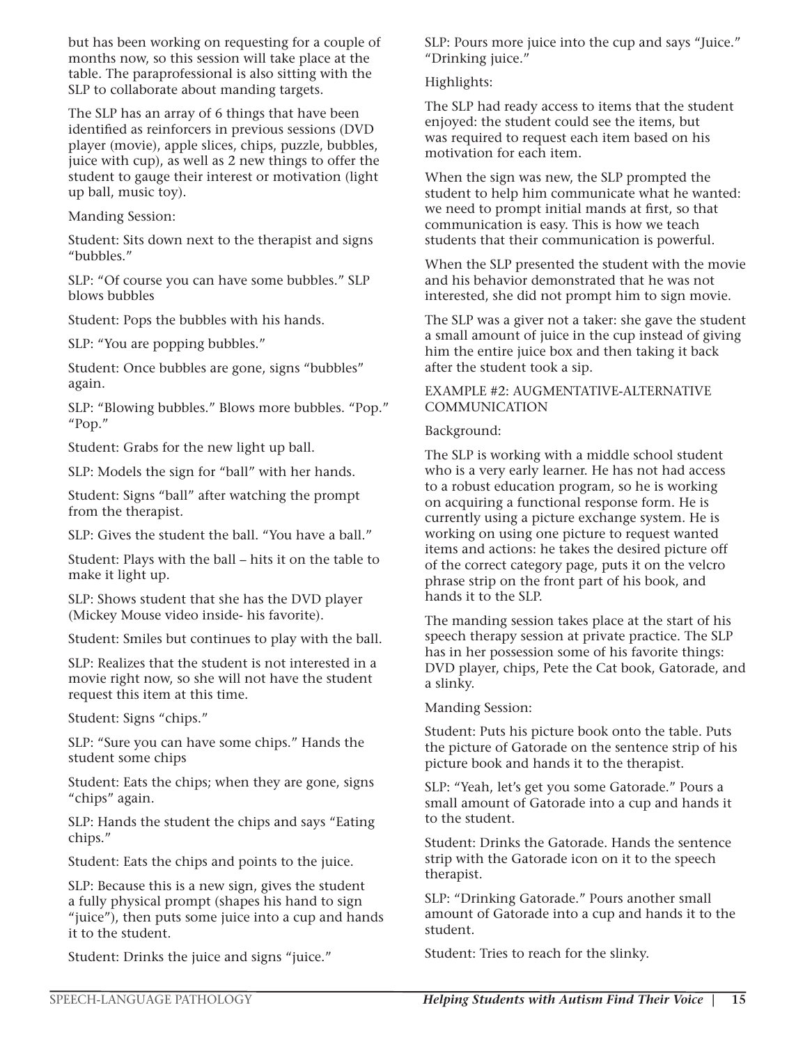but has been working on requesting for a couple of months now, so this session will take place at the table. The paraprofessional is also sitting with the SLP to collaborate about manding targets.

The SLP has an array of 6 things that have been identified as reinforcers in previous sessions (DVD player (movie), apple slices, chips, puzzle, bubbles, juice with cup), as well as 2 new things to offer the student to gauge their interest or motivation (light up ball, music toy).

Manding Session:

Student: Sits down next to the therapist and signs "bubbles."

SLP: "Of course you can have some bubbles." SLP blows bubbles

Student: Pops the bubbles with his hands.

SLP: "You are popping bubbles."

Student: Once bubbles are gone, signs "bubbles" again.

SLP: "Blowing bubbles." Blows more bubbles. "Pop." "Pop."

Student: Grabs for the new light up ball.

SLP: Models the sign for "ball" with her hands.

Student: Signs "ball" after watching the prompt from the therapist.

SLP: Gives the student the ball. "You have a ball."

Student: Plays with the ball – hits it on the table to make it light up.

SLP: Shows student that she has the DVD player (Mickey Mouse video inside- his favorite).

Student: Smiles but continues to play with the ball.

SLP: Realizes that the student is not interested in a movie right now, so she will not have the student request this item at this time.

Student: Signs "chips."

SLP: "Sure you can have some chips." Hands the student some chips

Student: Eats the chips; when they are gone, signs "chips" again.

SLP: Hands the student the chips and says "Eating chips."

Student: Eats the chips and points to the juice.

SLP: Because this is a new sign, gives the student a fully physical prompt (shapes his hand to sign "juice"), then puts some juice into a cup and hands it to the student.

Student: Drinks the juice and signs "juice."

SLP: Pours more juice into the cup and says "Juice." "Drinking juice."

Highlights:

The SLP had ready access to items that the student enjoyed: the student could see the items, but was required to request each item based on his motivation for each item.

When the sign was new, the SLP prompted the student to help him communicate what he wanted: we need to prompt initial mands at first, so that communication is easy. This is how we teach students that their communication is powerful.

When the SLP presented the student with the movie and his behavior demonstrated that he was not interested, she did not prompt him to sign movie.

The SLP was a giver not a taker: she gave the student a small amount of juice in the cup instead of giving him the entire juice box and then taking it back after the student took a sip.

EXAMPLE #2: AUGMENTATIVE-ALTERNATIVE COMMUNICATION

Background:

The SLP is working with a middle school student who is a very early learner. He has not had access to a robust education program, so he is working on acquiring a functional response form. He is currently using a picture exchange system. He is working on using one picture to request wanted items and actions: he takes the desired picture off of the correct category page, puts it on the velcro phrase strip on the front part of his book, and hands it to the SLP.

The manding session takes place at the start of his speech therapy session at private practice. The SLP has in her possession some of his favorite things: DVD player, chips, Pete the Cat book, Gatorade, and a slinky.

Manding Session:

Student: Puts his picture book onto the table. Puts the picture of Gatorade on the sentence strip of his picture book and hands it to the therapist.

SLP: "Yeah, let's get you some Gatorade." Pours a small amount of Gatorade into a cup and hands it to the student.

Student: Drinks the Gatorade. Hands the sentence strip with the Gatorade icon on it to the speech therapist.

SLP: "Drinking Gatorade." Pours another small amount of Gatorade into a cup and hands it to the student.

Student: Tries to reach for the slinky.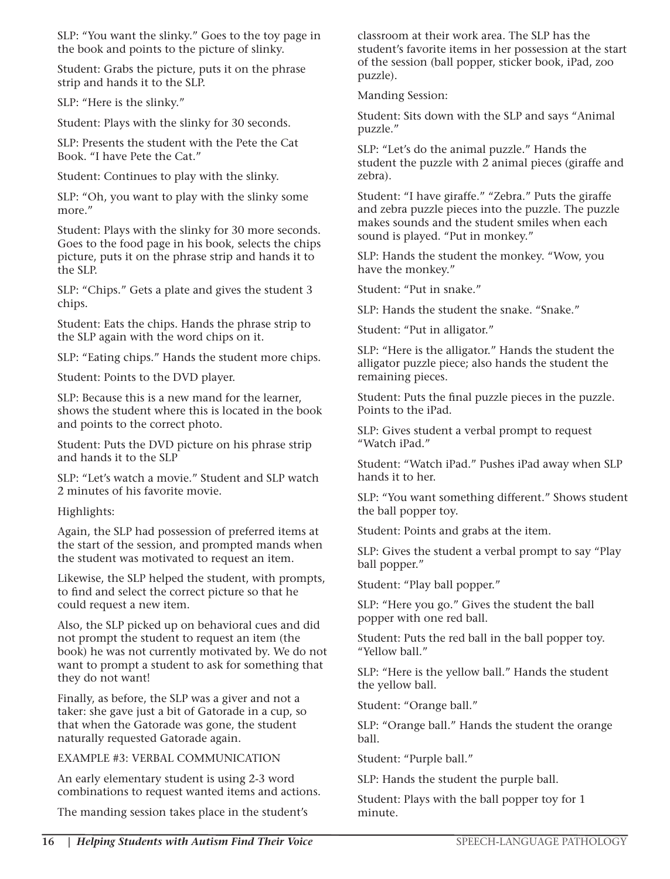SLP: "You want the slinky." Goes to the toy page in the book and points to the picture of slinky.

Student: Grabs the picture, puts it on the phrase strip and hands it to the SLP.

SLP: "Here is the slinky."

Student: Plays with the slinky for 30 seconds.

SLP: Presents the student with the Pete the Cat Book. "I have Pete the Cat."

Student: Continues to play with the slinky.

SLP: "Oh, you want to play with the slinky some more."

Student: Plays with the slinky for 30 more seconds. Goes to the food page in his book, selects the chips picture, puts it on the phrase strip and hands it to the SLP.

SLP: "Chips." Gets a plate and gives the student 3 chips.

Student: Eats the chips. Hands the phrase strip to the SLP again with the word chips on it.

SLP: "Eating chips." Hands the student more chips.

Student: Points to the DVD player.

SLP: Because this is a new mand for the learner, shows the student where this is located in the book and points to the correct photo.

Student: Puts the DVD picture on his phrase strip and hands it to the SLP

SLP: "Let's watch a movie." Student and SLP watch 2 minutes of his favorite movie.

Highlights:

Again, the SLP had possession of preferred items at the start of the session, and prompted mands when the student was motivated to request an item.

Likewise, the SLP helped the student, with prompts, to find and select the correct picture so that he could request a new item.

Also, the SLP picked up on behavioral cues and did not prompt the student to request an item (the book) he was not currently motivated by. We do not want to prompt a student to ask for something that they do not want!

Finally, as before, the SLP was a giver and not a taker: she gave just a bit of Gatorade in a cup, so that when the Gatorade was gone, the student naturally requested Gatorade again.

EXAMPLE #3: VERBAL COMMUNICATION

An early elementary student is using 2-3 word combinations to request wanted items and actions.

The manding session takes place in the student's classroom at their work area. The SLP has the student's favorite items in her possession at the start of the session (ball popper, sticker book, iPad, zoo puzzle).

Manding Session:

Student: Sits down with the SLP and says "Animal puzzle."

SLP: "Let's do the animal puzzle." Hands the student the puzzle with 2 animal pieces (giraffe and zebra).

Student: "I have giraffe." "Zebra." Puts the giraffe and zebra puzzle pieces into the puzzle. The puzzle makes sounds and the student smiles when each sound is played. "Put in monkey."

SLP: Hands the student the monkey. "Wow, you have the monkey."

Student: "Put in snake."

SLP: Hands the student the snake. "Snake."

Student: "Put in alligator."

SLP: "Here is the alligator." Hands the student the alligator puzzle piece; also hands the student the remaining pieces.

Student: Puts the final puzzle pieces in the puzzle. Points to the iPad.

SLP: Gives student a verbal prompt to request "Watch iPad."

Student: "Watch iPad." Pushes iPad away when SLP hands it to her.

SLP: "You want something different." Shows student the ball popper toy.

Student: Points and grabs at the item.

SLP: Gives the student a verbal prompt to say "Play ball popper."

Student: "Play ball popper."

SLP: "Here you go." Gives the student the ball popper with one red ball.

Student: Puts the red ball in the ball popper toy. "Yellow ball."

SLP: "Here is the yellow ball." Hands the student the yellow ball.

Student: "Orange ball."

SLP: "Orange ball." Hands the student the orange ball.

Student: "Purple ball."

SLP: Hands the student the purple ball.

Student: Plays with the ball popper toy for 1 minute.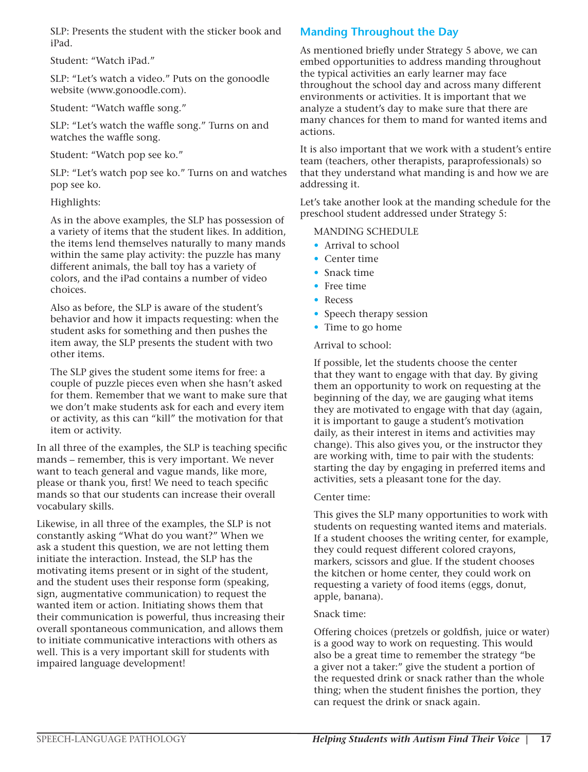SLP: Presents the student with the sticker book and iPad.

Student: "Watch iPad."

SLP: "Let's watch a video." Puts on the gonoodle website (www.gonoodle.com).

Student: "Watch waffle song."

SLP: "Let's watch the waffle song." Turns on and watches the waffle song.

Student: "Watch pop see ko."

SLP: "Let's watch pop see ko." Turns on and watches pop see ko.

Highlights:

As in the above examples, the SLP has possession of a variety of items that the student likes. In addition, the items lend themselves naturally to many mands within the same play activity: the puzzle has many different animals, the ball toy has a variety of colors, and the iPad contains a number of video choices.

Also as before, the SLP is aware of the student's behavior and how it impacts requesting: when the student asks for something and then pushes the item away, the SLP presents the student with two other items.

The SLP gives the student some items for free: a couple of puzzle pieces even when she hasn't asked for them. Remember that we want to make sure that we don't make students ask for each and every item or activity, as this can "kill" the motivation for that item or activity.

In all three of the examples, the SLP is teaching specific mands – remember, this is very important. We never want to teach general and vague mands, like more, please or thank you, first! We need to teach specific mands so that our students can increase their overall vocabulary skills.

Likewise, in all three of the examples, the SLP is not constantly asking "What do you want?" When we ask a student this question, we are not letting them initiate the interaction. Instead, the SLP has the motivating items present or in sight of the student, and the student uses their response form (speaking, sign, augmentative communication) to request the wanted item or action. Initiating shows them that their communication is powerful, thus increasing their overall spontaneous communication, and allows them to initiate communicative interactions with others as well. This is a very important skill for students with impaired language development!

## Manding Throughout the Day

As mentioned briefly under Strategy 5 above, we can embed opportunities to address manding throughout the typical activities an early learner may face throughout the school day and across many different environments or activities. It is important that we analyze a student's day to make sure that there are many chances for them to mand for wanted items and actions.

It is also important that we work with a student's entire team (teachers, other therapists, paraprofessionals) so that they understand what manding is and how we are addressing it.

Let's take another look at the manding schedule for the preschool student addressed under Strategy 5:

MANDING SCHEDULE

- Arrival to school
- Center time
- Snack time
- Free time
- Recess
- Speech therapy session
- Time to go home

Arrival to school:

If possible, let the students choose the center that they want to engage with that day. By giving them an opportunity to work on requesting at the beginning of the day, we are gauging what items they are motivated to engage with that day (again, it is important to gauge a student's motivation daily, as their interest in items and activities may change). This also gives you, or the instructor they are working with, time to pair with the students: starting the day by engaging in preferred items and activities, sets a pleasant tone for the day.

Center time:

This gives the SLP many opportunities to work with students on requesting wanted items and materials. If a student chooses the writing center, for example, they could request different colored crayons, markers, scissors and glue. If the student chooses the kitchen or home center, they could work on requesting a variety of food items (eggs, donut, apple, banana).

Snack time:

Offering choices (pretzels or goldfish, juice or water) is a good way to work on requesting. This would also be a great time to remember the strategy "be a giver not a taker:" give the student a portion of the requested drink or snack rather than the whole thing; when the student finishes the portion, they can request the drink or snack again.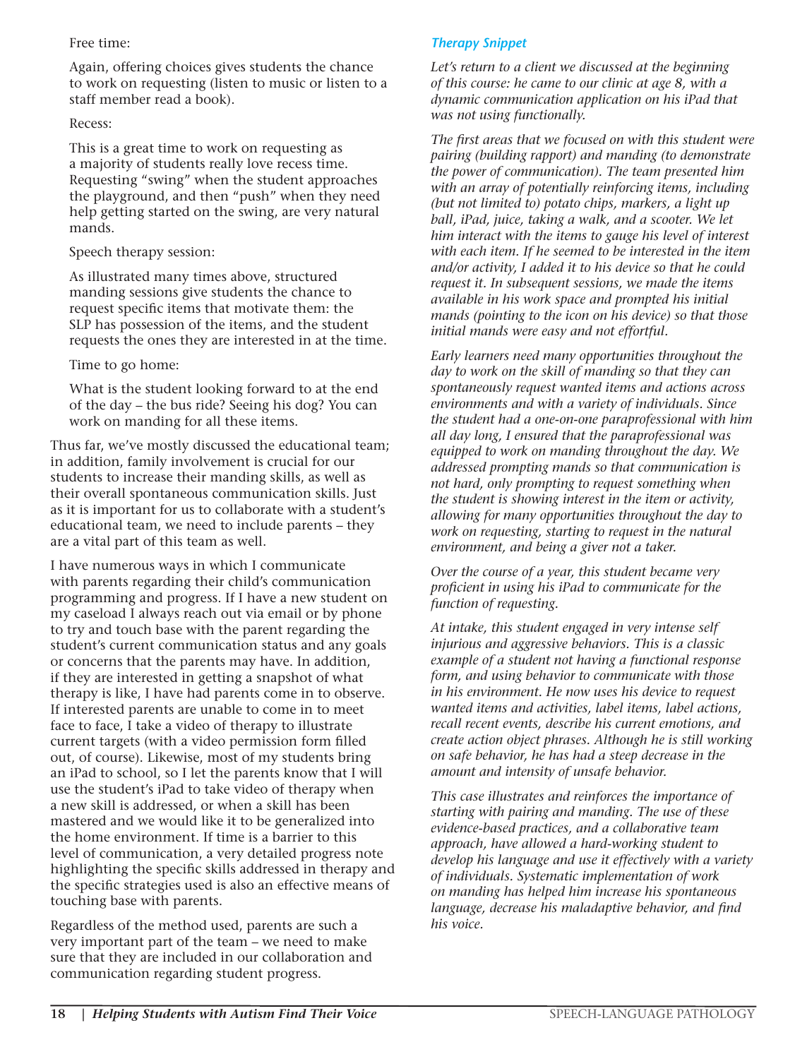Free time:

Again, offering choices gives students the chance to work on requesting (listen to music or listen to a staff member read a book).

Recess:

This is a great time to work on requesting as a majority of students really love recess time. Requesting "swing" when the student approaches the playground, and then "push" when they need help getting started on the swing, are very natural mands.

Speech therapy session:

As illustrated many times above, structured manding sessions give students the chance to request specific items that motivate them: the SLP has possession of the items, and the student requests the ones they are interested in at the time.

Time to go home:

What is the student looking forward to at the end of the day – the bus ride? Seeing his dog? You can work on manding for all these items.

Thus far, we've mostly discussed the educational team; in addition, family involvement is crucial for our students to increase their manding skills, as well as their overall spontaneous communication skills. Just as it is important for us to collaborate with a student's educational team, we need to include parents – they are a vital part of this team as well.

I have numerous ways in which I communicate with parents regarding their child's communication programming and progress. If I have a new student on my caseload I always reach out via email or by phone to try and touch base with the parent regarding the student's current communication status and any goals or concerns that the parents may have. In addition, if they are interested in getting a snapshot of what therapy is like, I have had parents come in to observe. If interested parents are unable to come in to meet face to face, I take a video of therapy to illustrate current targets (with a video permission form filled out, of course). Likewise, most of my students bring an iPad to school, so I let the parents know that I will use the student's iPad to take video of therapy when a new skill is addressed, or when a skill has been mastered and we would like it to be generalized into the home environment. If time is a barrier to this level of communication, a very detailed progress note highlighting the specific skills addressed in therapy and the specific strategies used is also an effective means of touching base with parents.

Regardless of the method used, parents are such a very important part of the team – we need to make sure that they are included in our collaboration and communication regarding student progress.

### *Therapy Snippet*

*Let's return to a client we discussed at the beginning of this course: he came to our clinic at age 8, with a dynamic communication application on his iPad that was not using functionally.*

*The first areas that we focused on with this student were pairing (building rapport) and manding (to demonstrate the power of communication). The team presented him with an array of potentially reinforcing items, including (but not limited to) potato chips, markers, a light up ball, iPad, juice, taking a walk, and a scooter. We let him interact with the items to gauge his level of interest with each item. If he seemed to be interested in the item and/or activity, I added it to his device so that he could request it. In subsequent sessions, we made the items available in his work space and prompted his initial mands (pointing to the icon on his device) so that those initial mands were easy and not effortful.*

*Early learners need many opportunities throughout the day to work on the skill of manding so that they can spontaneously request wanted items and actions across environments and with a variety of individuals. Since the student had a one-on-one paraprofessional with him all day long, I ensured that the paraprofessional was equipped to work on manding throughout the day. We addressed prompting mands so that communication is not hard, only prompting to request something when the student is showing interest in the item or activity, allowing for many opportunities throughout the day to work on requesting, starting to request in the natural environment, and being a giver not a taker.*

*Over the course of a year, this student became very proficient in using his iPad to communicate for the function of requesting.*

*At intake, this student engaged in very intense self injurious and aggressive behaviors. This is a classic example of a student not having a functional response form, and using behavior to communicate with those in his environment. He now uses his device to request wanted items and activities, label items, label actions, recall recent events, describe his current emotions, and create action object phrases. Although he is still working on safe behavior, he has had a steep decrease in the amount and intensity of unsafe behavior.*

*This case illustrates and reinforces the importance of starting with pairing and manding. The use of these evidence-based practices, and a collaborative team approach, have allowed a hard-working student to develop his language and use it effectively with a variety of individuals. Systematic implementation of work on manding has helped him increase his spontaneous language, decrease his maladaptive behavior, and find his voice.*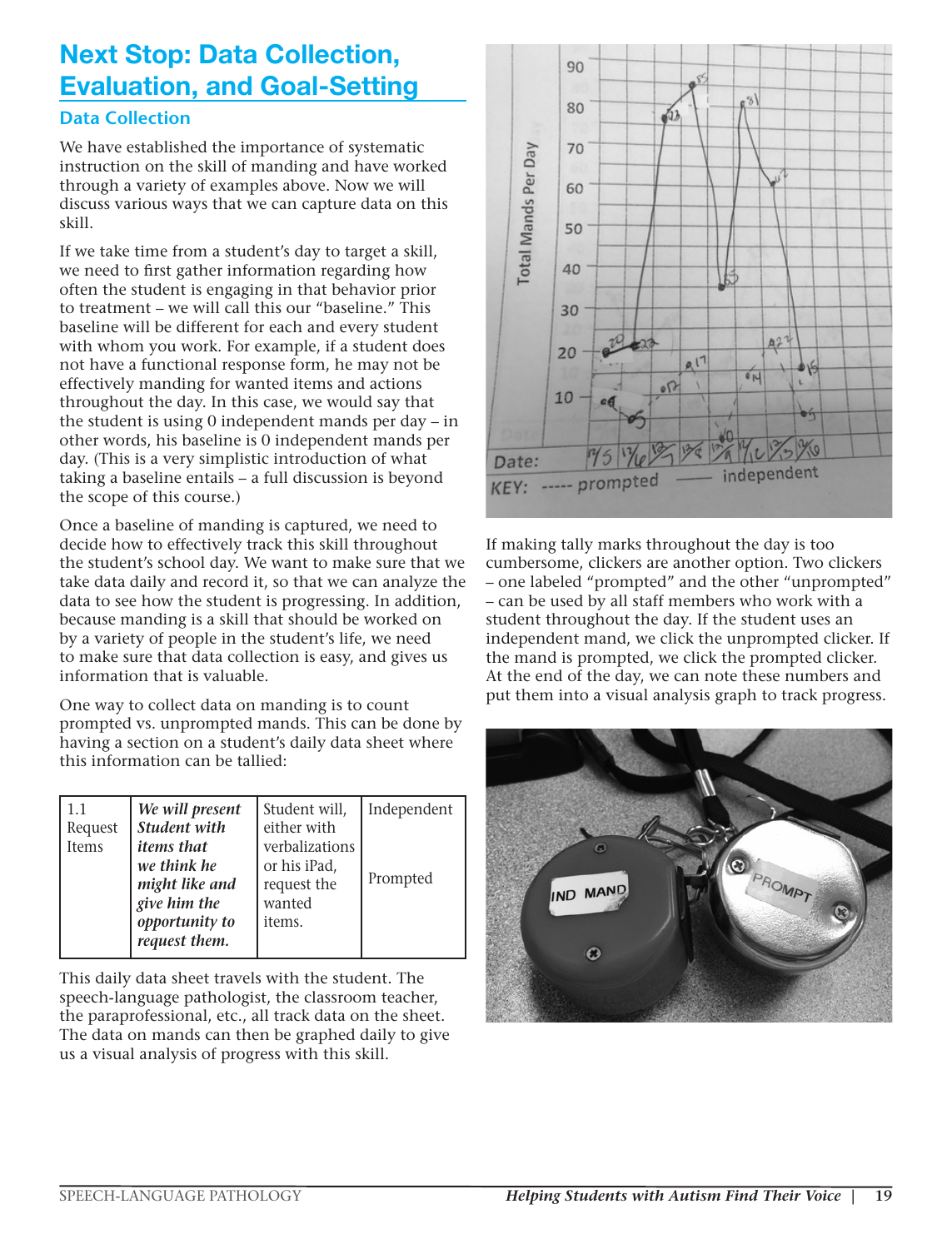# Next Stop: Data Collection, Evaluation, and Goal-Setting

## Data Collection

We have established the importance of systematic instruction on the skill of manding and have worked through a variety of examples above. Now we will discuss various ways that we can capture data on this skill.

If we take time from a student's day to target a skill, we need to first gather information regarding how often the student is engaging in that behavior prior to treatment – we will call this our "baseline." This baseline will be different for each and every student with whom you work. For example, if a student does not have a functional response form, he may not be effectively manding for wanted items and actions throughout the day. In this case, we would say that the student is using 0 independent mands per day – in other words, his baseline is 0 independent mands per day. (This is a very simplistic introduction of what taking a baseline entails – a full discussion is beyond the scope of this course.)

Once a baseline of manding is captured, we need to decide how to effectively track this skill throughout the student's school day. We want to make sure that we take data daily and record it, so that we can analyze the data to see how the student is progressing. In addition, because manding is a skill that should be worked on by a variety of people in the student's life, we need to make sure that data collection is easy, and gives us information that is valuable.

One way to collect data on manding is to count prompted vs. unprompted mands. This can be done by having a section on a student's daily data sheet where this information can be tallied:

| | | | |
|---|---|---|---|
| 1.1 Request Items | ***We will present Student with items that we think he might like and give him the opportunity to request them.*** | Student will, either with verbalizations or his iPad, request the wanted items. | Independent<br><br>Prompted |

This daily data sheet travels with the student. The speech-language pathologist, the classroom teacher, the paraprofessional, etc., all track data on the sheet. The data on mands can then be graphed daily to give us a visual analysis of progress with this skill.

If making tally marks throughout the day is too cumbersome, clickers are another option. Two clickers – one labeled "prompted" and the other "unprompted" – can be used by all staff members who work with a student throughout the day. If the student uses an independent mand, we click the unprompted clicker. If the mand is prompted, we click the prompted clicker. At the end of the day, we can note these numbers and put them into a visual analysis graph to track progress.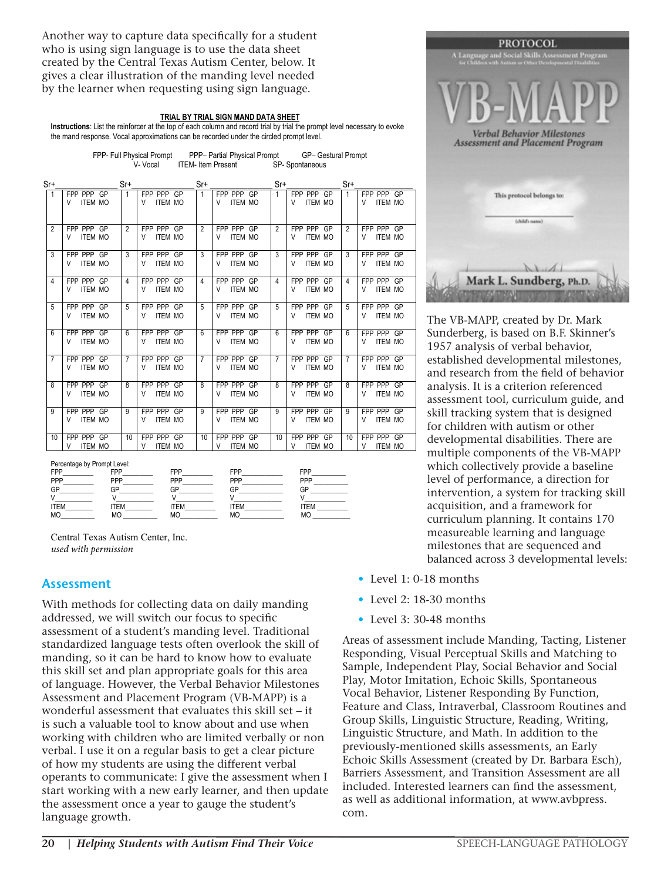Another way to capture data specifically for a student who is using sign language is to use the data sheet created by the Central Texas Autism Center, below. It gives a clear illustration of the manding level needed by the learner when requesting using sign language.

**TRIAL BY TRIAL SIGN MAND DATA SHEET**

**Instructions**: List the reinforcer at the top of each column and record trial by trial the prompt level necessary to evoke the mand response. Vocal approximations can be recorded under the circled prompt level.

FPP- Full Physical Prompt PPP– Partial Physical Prompt GP– Gestural Prompt V- Vocal ITEM- Item Present SP- Spontaneous

| | Sr+ | | Sr+ | | Sr+ | | Sr+ | | Sr+ |
|---|---|---|---|---|---|---|---|---|---|
| 1 | FPP PPP GP V ITEM MO | 1 | FPP PPP GP V ITEM MO | 1 | FPP PPP GP V ITEM MO | 1 | FPP PPP GP V ITEM MO | 1 | FPP PPP GP V ITEM MO |
| 2 | FPP PPP GP V ITEM MO | 2 | FPP PPP GP V ITEM MO | 2 | FPP PPP GP V ITEM MO | 2 | FPP PPP GP V ITEM MO | 2 | FPP PPP GP V ITEM MO |
| 3 | FPP PPP GP V ITEM MO | 3 | FPP PPP GP V ITEM MO | 3 | FPP PPP GP V ITEM MO | 3 | FPP PPP GP V ITEM MO | 3 | FPP PPP GP V ITEM MO |
| 4 | FPP PPP GP V ITEM MO | 4 | FPP PPP GP V ITEM MO | 4 | FPP PPP GP V ITEM MO | 4 | FPP PPP GP V ITEM MO | 4 | FPP PPP GP V ITEM MO |
| 5 | FPP PPP GP V ITEM MO | 5 | FPP PPP GP V ITEM MO | 5 | FPP PPP GP V ITEM MO | 5 | FPP PPP GP V ITEM MO | 5 | FPP PPP GP V ITEM MO |
| 6 | FPP PPP GP V ITEM MO | 6 | FPP PPP GP V ITEM MO | 6 | FPP PPP GP V ITEM MO | 6 | FPP PPP GP V ITEM MO | 6 | FPP PPP GP V ITEM MO |
| 7 | FPP PPP GP V ITEM MO | 7 | FPP PPP GP V ITEM MO | 7 | FPP PPP GP V ITEM MO | 7 | FPP PPP GP V ITEM MO | 7 | FPP PPP GP V ITEM MO |
| 8 | FPP PPP GP V ITEM MO | 8 | FPP PPP GP V ITEM MO | 8 | FPP PPP GP V ITEM MO | 8 | FPP PPP GP V ITEM MO | 8 | FPP PPP GP V ITEM MO |
| 9 | FPP PPP GP V ITEM MO | 9 | FPP PPP GP V ITEM MO | 9 | FPP PPP GP V ITEM MO | 9 | FPP PPP GP V ITEM MO | 9 | FPP PPP GP V ITEM MO |
| 10 | FPP PPP GP V ITEM MO | 10 | FPP PPP GP V ITEM MO | 10 | FPP PPP GP V ITEM MO | 10 | FPP PPP GP V ITEM MO | 10 | FPP PPP GP V ITEM MO |

Percentage by Prompt Level:

| | | | | |
|---|---|---|---|---|
| FPP____ | FPP____ | FPP____ | FPP____ | FPP____ |
| PPP____ | PPP____ | PPP____ | PPP____ | PPP____ |
| GP____ | GP____ | GP____ | GP____ | GP____ |
| V____ | V____ | V____ | V____ | V____ |
| ITEM____ | ITEM____ | ITEM____ | ITEM____ | ITEM____ |
| MO____ | MO____ | MO____ | MO____ | MO____ |

Central Texas Autism Center, Inc.
*used with permission*

## Assessment

With methods for collecting data on daily manding addressed, we will switch our focus to specific assessment of a student's manding level. Traditional standardized language tests often overlook the skill of manding, so it can be hard to know how to evaluate this skill set and plan appropriate goals for this area of language. However, the Verbal Behavior Milestones Assessment and Placement Program (VB-MAPP) is a wonderful assessment that evaluates this skill set – it is such a valuable tool to know about and use when working with children who are limited verbally or non verbal. I use it on a regular basis to get a clear picture of how my students are using the different verbal operants to communicate: I give the assessment when I start working with a new early learner, and then update the assessment once a year to gauge the student's language growth.

The VB-MAPP, created by Dr. Mark Sunderberg, is based on B.F. Skinner's 1957 analysis of verbal behavior, established developmental milestones, and research from the field of behavior analysis. It is a criterion referenced assessment tool, curriculum guide, and skill tracking system that is designed for children with autism or other developmental disabilities. There are multiple components of the VB-MAPP which collectively provide a baseline level of performance, a direction for intervention, a system for tracking skill acquisition, and a framework for curriculum planning. It contains 170 measureable learning and language milestones that are sequenced and balanced across 3 developmental levels:

- Level 1: 0-18 months
- Level 2: 18-30 months
- Level 3: 30-48 months

Areas of assessment include Manding, Tacting, Listener Responding, Visual Perceptual Skills and Matching to Sample, Independent Play, Social Behavior and Social Play, Motor Imitation, Echoic Skills, Spontaneous Vocal Behavior, Listener Responding By Function, Feature and Class, Intraverbal, Classroom Routines and Group Skills, Linguistic Structure, Reading, Writing, Linguistic Structure, and Math. In addition to the previously-mentioned skills assessments, an Early Echoic Skills Assessment (created by Dr. Barbara Esch), Barriers Assessment, and Transition Assessment are all included. Interested learners can find the assessment, as well as additional information, at www.avbpress.com.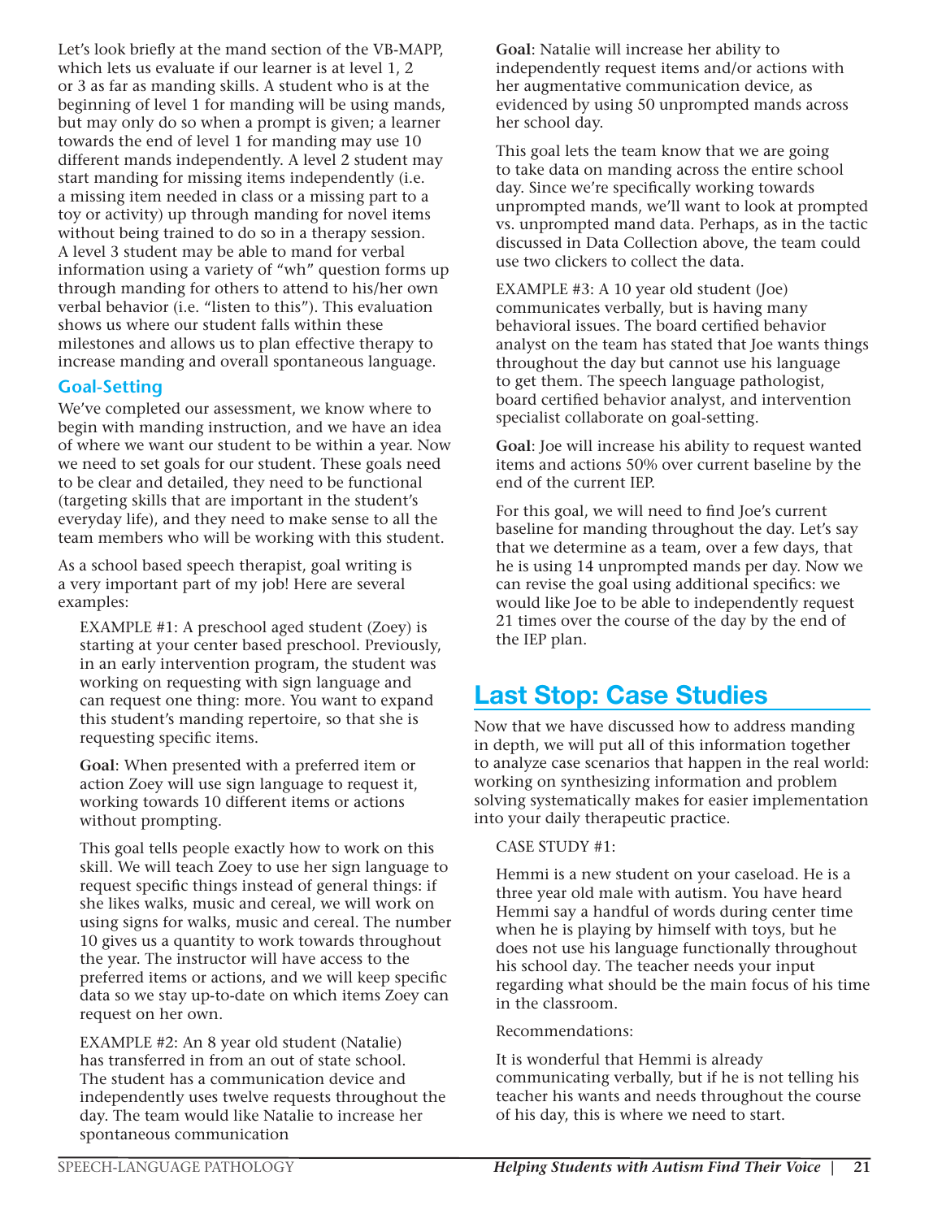Let's look briefly at the mand section of the VB-MAPP, which lets us evaluate if our learner is at level 1, 2 or 3 as far as manding skills. A student who is at the beginning of level 1 for manding will be using mands, but may only do so when a prompt is given; a learner towards the end of level 1 for manding may use 10 different mands independently. A level 2 student may start manding for missing items independently (i.e. a missing item needed in class or a missing part to a toy or activity) up through manding for novel items without being trained to do so in a therapy session. A level 3 student may be able to mand for verbal information using a variety of "wh" question forms up through manding for others to attend to his/her own verbal behavior (i.e. "listen to this"). This evaluation shows us where our student falls within these milestones and allows us to plan effective therapy to increase manding and overall spontaneous language.

### Goal-Setting

We've completed our assessment, we know where to begin with manding instruction, and we have an idea of where we want our student to be within a year. Now we need to set goals for our student. These goals need to be clear and detailed, they need to be functional (targeting skills that are important in the student's everyday life), and they need to make sense to all the team members who will be working with this student.

As a school based speech therapist, goal writing is a very important part of my job! Here are several examples:

> EXAMPLE #1: A preschool aged student (Zoey) is starting at your center based preschool. Previously, in an early intervention program, the student was working on requesting with sign language and can request one thing: more. You want to expand this student's manding repertoire, so that she is requesting specific items.
>
> **Goal**: When presented with a preferred item or action Zoey will use sign language to request it, working towards 10 different items or actions without prompting.
>
> This goal tells people exactly how to work on this skill. We will teach Zoey to use her sign language to request specific things instead of general things: if she likes walks, music and cereal, we will work on using signs for walks, music and cereal. The number 10 gives us a quantity to work towards throughout the year. The instructor will have access to the preferred items or actions, and we will keep specific data so we stay up-to-date on which items Zoey can request on her own.
>
> EXAMPLE #2: An 8 year old student (Natalie) has transferred in from an out of state school. The student has a communication device and independently uses twelve requests throughout the day. The team would like Natalie to increase her spontaneous communication
>
> **Goal**: Natalie will increase her ability to independently request items and/or actions with her augmentative communication device, as evidenced by using 50 unprompted mands across her school day.
>
> This goal lets the team know that we are going to take data on manding across the entire school day. Since we're specifically working towards unprompted mands, we'll want to look at prompted vs. unprompted mand data. Perhaps, as in the tactic discussed in Data Collection above, the team could use two clickers to collect the data.
>
> EXAMPLE #3: A 10 year old student (Joe) communicates verbally, but is having many behavioral issues. The board certified behavior analyst on the team has stated that Joe wants things throughout the day but cannot use his language to get them. The speech language pathologist, board certified behavior analyst, and intervention specialist collaborate on goal-setting.
>
> **Goal**: Joe will increase his ability to request wanted items and actions 50% over current baseline by the end of the current IEP.
>
> For this goal, we will need to find Joe's current baseline for manding throughout the day. Let's say that we determine as a team, over a few days, that he is using 14 unprompted mands per day. Now we can revise the goal using additional specifics: we would like Joe to be able to independently request 21 times over the course of the day by the end of the IEP plan.

## Last Stop: Case Studies

Now that we have discussed how to address manding in depth, we will put all of this information together to analyze case scenarios that happen in the real world: working on synthesizing information and problem solving systematically makes for easier implementation into your daily therapeutic practice.

> CASE STUDY #1:
>
> Hemmi is a new student on your caseload. He is a three year old male with autism. You have heard Hemmi say a handful of words during center time when he is playing by himself with toys, but he does not use his language functionally throughout his school day. The teacher needs your input regarding what should be the main focus of his time in the classroom.
>
> Recommendations:
>
> It is wonderful that Hemmi is already communicating verbally, but if he is not telling his teacher his wants and needs throughout the course of his day, this is where we need to start.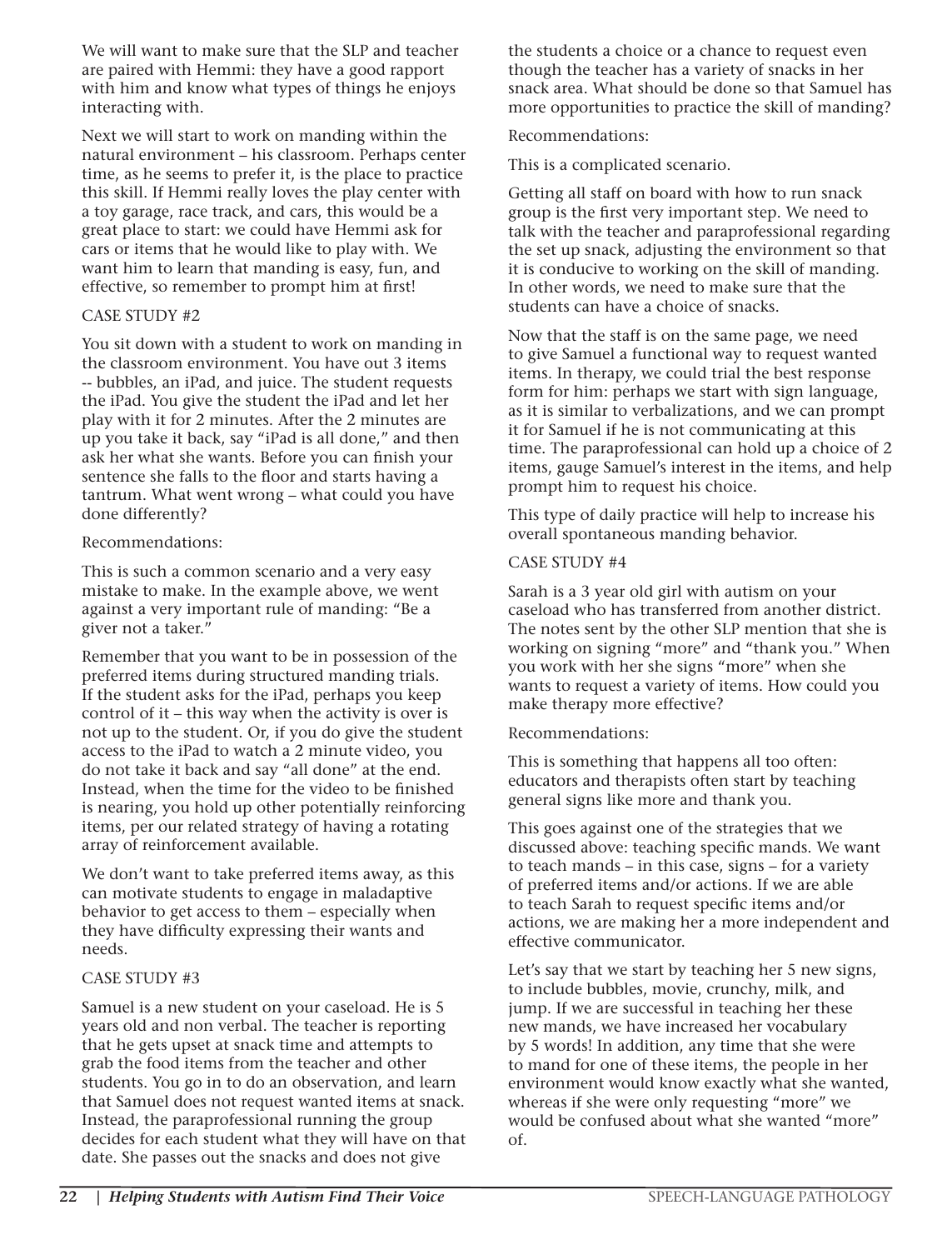We will want to make sure that the SLP and teacher are paired with Hemmi: they have a good rapport with him and know what types of things he enjoys interacting with.

Next we will start to work on manding within the natural environment – his classroom. Perhaps center time, as he seems to prefer it, is the place to practice this skill. If Hemmi really loves the play center with a toy garage, race track, and cars, this would be a great place to start: we could have Hemmi ask for cars or items that he would like to play with. We want him to learn that manding is easy, fun, and effective, so remember to prompt him at first!

CASE STUDY #2

You sit down with a student to work on manding in the classroom environment. You have out 3 items -- bubbles, an iPad, and juice. The student requests the iPad. You give the student the iPad and let her play with it for 2 minutes. After the 2 minutes are up you take it back, say "iPad is all done," and then ask her what she wants. Before you can finish your sentence she falls to the floor and starts having a tantrum. What went wrong – what could you have done differently?

Recommendations:

This is such a common scenario and a very easy mistake to make. In the example above, we went against a very important rule of manding: "Be a giver not a taker."

Remember that you want to be in possession of the preferred items during structured manding trials. If the student asks for the iPad, perhaps you keep control of it – this way when the activity is over is not up to the student. Or, if you do give the student access to the iPad to watch a 2 minute video, you do not take it back and say "all done" at the end. Instead, when the time for the video to be finished is nearing, you hold up other potentially reinforcing items, per our related strategy of having a rotating array of reinforcement available.

We don't want to take preferred items away, as this can motivate students to engage in maladaptive behavior to get access to them – especially when they have difficulty expressing their wants and needs.

CASE STUDY #3

Samuel is a new student on your caseload. He is 5 years old and non verbal. The teacher is reporting that he gets upset at snack time and attempts to grab the food items from the teacher and other students. You go in to do an observation, and learn that Samuel does not request wanted items at snack. Instead, the paraprofessional running the group decides for each student what they will have on that date. She passes out the snacks and does not give the students a choice or a chance to request even though the teacher has a variety of snacks in her snack area. What should be done so that Samuel has more opportunities to practice the skill of manding?

Recommendations:

This is a complicated scenario.

Getting all staff on board with how to run snack group is the first very important step. We need to talk with the teacher and paraprofessional regarding the set up snack, adjusting the environment so that it is conducive to working on the skill of manding. In other words, we need to make sure that the students can have a choice of snacks.

Now that the staff is on the same page, we need to give Samuel a functional way to request wanted items. In therapy, we could trial the best response form for him: perhaps we start with sign language, as it is similar to verbalizations, and we can prompt it for Samuel if he is not communicating at this time. The paraprofessional can hold up a choice of 2 items, gauge Samuel's interest in the items, and help prompt him to request his choice.

This type of daily practice will help to increase his overall spontaneous manding behavior.

CASE STUDY #4

Sarah is a 3 year old girl with autism on your caseload who has transferred from another district. The notes sent by the other SLP mention that she is working on signing "more" and "thank you." When you work with her she signs "more" when she wants to request a variety of items. How could you make therapy more effective?

Recommendations:

This is something that happens all too often: educators and therapists often start by teaching general signs like more and thank you.

This goes against one of the strategies that we discussed above: teaching specific mands. We want to teach mands – in this case, signs – for a variety of preferred items and/or actions. If we are able to teach Sarah to request specific items and/or actions, we are making her a more independent and effective communicator.

Let's say that we start by teaching her 5 new signs, to include bubbles, movie, crunchy, milk, and jump. If we are successful in teaching her these new mands, we have increased her vocabulary by 5 words! In addition, any time that she were to mand for one of these items, the people in her environment would know exactly what she wanted, whereas if she were only requesting "more" we would be confused about what she wanted "more" of.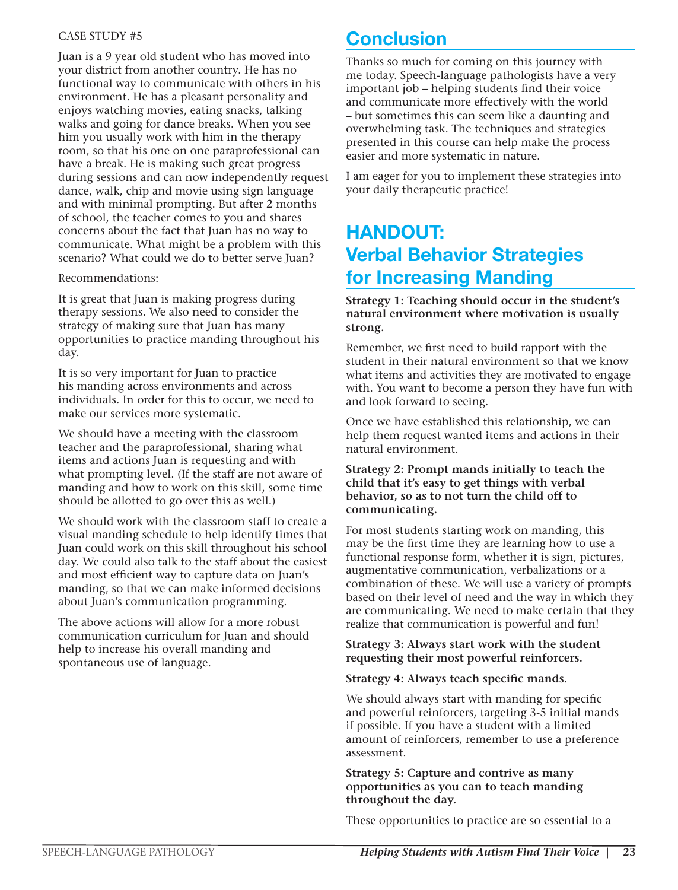CASE STUDY #5

Juan is a 9 year old student who has moved into your district from another country. He has no functional way to communicate with others in his environment. He has a pleasant personality and enjoys watching movies, eating snacks, talking walks and going for dance breaks. When you see him you usually work with him in the therapy room, so that his one on one paraprofessional can have a break. He is making such great progress during sessions and can now independently request dance, walk, chip and movie using sign language and with minimal prompting. But after 2 months of school, the teacher comes to you and shares concerns about the fact that Juan has no way to communicate. What might be a problem with this scenario? What could we do to better serve Juan?

Recommendations:

It is great that Juan is making progress during therapy sessions. We also need to consider the strategy of making sure that Juan has many opportunities to practice manding throughout his day.

It is so very important for Juan to practice his manding across environments and across individuals. In order for this to occur, we need to make our services more systematic.

We should have a meeting with the classroom teacher and the paraprofessional, sharing what items and actions Juan is requesting and with what prompting level. (If the staff are not aware of manding and how to work on this skill, some time should be allotted to go over this as well.)

We should work with the classroom staff to create a visual manding schedule to help identify times that Juan could work on this skill throughout his school day. We could also talk to the staff about the easiest and most efficient way to capture data on Juan's manding, so that we can make informed decisions about Juan's communication programming.

The above actions will allow for a more robust communication curriculum for Juan and should help to increase his overall manding and spontaneous use of language.

# Conclusion

Thanks so much for coming on this journey with me today. Speech-language pathologists have a very important job – helping students find their voice and communicate more effectively with the world – but sometimes this can seem like a daunting and overwhelming task. The techniques and strategies presented in this course can help make the process easier and more systematic in nature.

I am eager for you to implement these strategies into your daily therapeutic practice!

# HANDOUT: Verbal Behavior Strategies for Increasing Manding

**Strategy 1: Teaching should occur in the student's natural environment where motivation is usually strong.**

Remember, we first need to build rapport with the student in their natural environment so that we know what items and activities they are motivated to engage with. You want to become a person they have fun with and look forward to seeing.

Once we have established this relationship, we can help them request wanted items and actions in their natural environment.

**Strategy 2: Prompt mands initially to teach the child that it's easy to get things with verbal behavior, so as to not turn the child off to communicating.**

For most students starting work on manding, this may be the first time they are learning how to use a functional response form, whether it is sign, pictures, augmentative communication, verbalizations or a combination of these. We will use a variety of prompts based on their level of need and the way in which they are communicating. We need to make certain that they realize that communication is powerful and fun!

**Strategy 3: Always start work with the student requesting their most powerful reinforcers.**

**Strategy 4: Always teach specific mands.**

We should always start with manding for specific and powerful reinforcers, targeting 3-5 initial mands if possible. If you have a student with a limited amount of reinforcers, remember to use a preference assessment.

**Strategy 5: Capture and contrive as many opportunities as you can to teach manding throughout the day.**

These opportunities to practice are so essential to a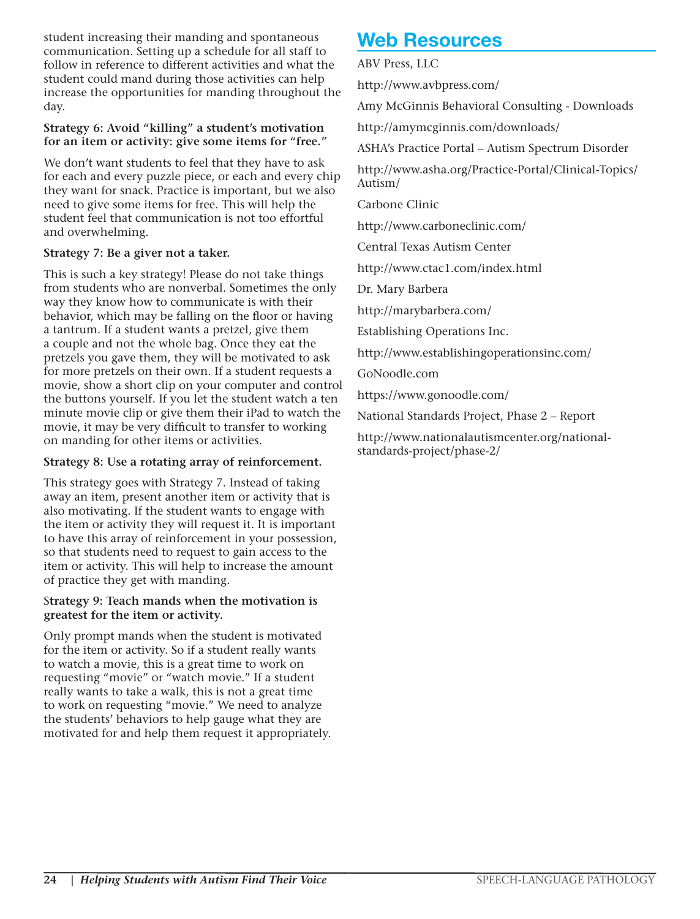student increasing their manding and spontaneous communication. Setting up a schedule for all staff to follow in reference to different activities and what the student could mand during those activities can help increase the opportunities for manding throughout the day.

**Strategy 6: Avoid "killing" a student's motivation for an item or activity: give some items for "free."**

We don't want students to feel that they have to ask for each and every puzzle piece, or each and every chip they want for snack. Practice is important, but we also need to give some items for free. This will help the student feel that communication is not too effortful and overwhelming.

**Strategy 7: Be a giver not a taker.**

This is such a key strategy! Please do not take things from students who are nonverbal. Sometimes the only way they know how to communicate is with their behavior, which may be falling on the floor or having a tantrum. If a student wants a pretzel, give them a couple and not the whole bag. Once they eat the pretzels you gave them, they will be motivated to ask for more pretzels on their own. If a student requests a movie, show a short clip on your computer and control the buttons yourself. If you let the student watch a ten minute movie clip or give them their iPad to watch the movie, it may be very difficult to transfer to working on manding for other items or activities.

**Strategy 8: Use a rotating array of reinforcement.**

This strategy goes with Strategy 7. Instead of taking away an item, present another item or activity that is also motivating. If the student wants to engage with the item or activity they will request it. It is important to have this array of reinforcement in your possession, so that students need to request to gain access to the item or activity. This will help to increase the amount of practice they get with manding.

**Strategy 9: Teach mands when the motivation is greatest for the item or activity.**

Only prompt mands when the student is motivated for the item or activity. So if a student really wants to watch a movie, this is a great time to work on requesting "movie" or "watch movie." If a student really wants to take a walk, this is not a great time to work on requesting "movie." We need to analyze the students' behaviors to help gauge what they are motivated for and help them request it appropriately.

## Web Resources

ABV Press, LLC

http://www.avbpress.com/

Amy McGinnis Behavioral Consulting - Downloads

http://amymcginnis.com/downloads/

ASHA's Practice Portal – Autism Spectrum Disorder

http://www.asha.org/Practice-Portal/Clinical-Topics/Autism/

Carbone Clinic

http://www.carboneclinic.com/

Central Texas Autism Center

http://www.ctac1.com/index.html

Dr. Mary Barbera

http://marybarbera.com/

Establishing Operations Inc.

http://www.establishingoperationsinc.com/

GoNoodle.com

https://www.gonoodle.com/

National Standards Project, Phase 2 – Report

http://www.nationalautismcenter.org/national-standards-project/phase-2/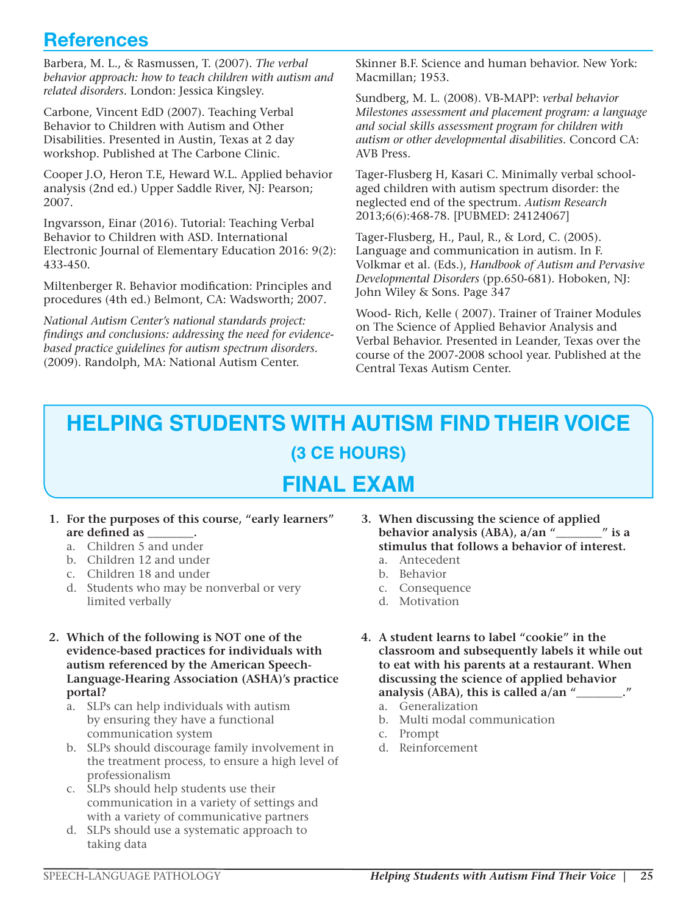## References

Barbera, M. L., & Rasmussen, T. (2007). *The verbal behavior approach: how to teach children with autism and related disorders*. London: Jessica Kingsley.

Carbone, Vincent EdD (2007). Teaching Verbal Behavior to Children with Autism and Other Disabilities. Presented in Austin, Texas at 2 day workshop. Published at The Carbone Clinic.

Cooper J.O, Heron T.E, Heward W.L. Applied behavior analysis (2nd ed.) Upper Saddle River, NJ: Pearson; 2007.

Ingvarsson, Einar (2016). Tutorial: Teaching Verbal Behavior to Children with ASD. International Electronic Journal of Elementary Education 2016: 9(2): 433-450.

Miltenberger R. Behavior modification: Principles and procedures (4th ed.) Belmont, CA: Wadsworth; 2007.

*National Autism Center's national standards project: findings and conclusions: addressing the need for evidence-based practice guidelines for autism spectrum disorders.* (2009). Randolph, MA: National Autism Center.

Skinner B.F. Science and human behavior. New York: Macmillan; 1953.

Sundberg, M. L. (2008). VB-MAPP: *verbal behavior Milestones assessment and placement program: a language and social skills assessment program for children with autism or other developmental disabilities.* Concord CA: AVB Press.

Tager-Flusberg H, Kasari C. Minimally verbal school-aged children with autism spectrum disorder: the neglected end of the spectrum. *Autism Research* 2013;6(6):468-78. [PUBMED: 24124067]

Tager-Flusberg, H., Paul, R., & Lord, C. (2005). Language and communication in autism. In F. Volkmar et al. (Eds.), *Handbook of Autism and Pervasive Developmental Disorders* (pp.650-681). Hoboken, NJ: John Wiley & Sons. Page 347

Wood- Rich, Kelle ( 2007). Trainer of Trainer Modules on The Science of Applied Behavior Analysis and Verbal Behavior. Presented in Leander, Texas over the course of the 2007-2008 school year. Published at the Central Texas Autism Center.

# HELPING STUDENTS WITH AUTISM FIND THEIR VOICE

### (3 CE HOURS)

## FINAL EXAM

1. **For the purposes of this course, "early learners" are defined as _______.**
   a. Children 5 and under
   b. Children 12 and under
   c. Children 18 and under
   d. Students who may be nonverbal or very limited verbally

2. **Which of the following is NOT one of the evidence-based practices for individuals with autism referenced by the American Speech-Language-Hearing Association (ASHA)'s practice portal?**
   a. SLPs can help individuals with autism by ensuring they have a functional communication system
   b. SLPs should discourage family involvement in the treatment process, to ensure a high level of professionalism
   c. SLPs should help students use their communication in a variety of settings and with a variety of communicative partners
   d. SLPs should use a systematic approach to taking data

3. **When discussing the science of applied behavior analysis (ABA), a/an "_______" is a stimulus that follows a behavior of interest.**
   a. Antecedent
   b. Behavior
   c. Consequence
   d. Motivation

4. **A student learns to label "cookie" in the classroom and subsequently labels it while out to eat with his parents at a restaurant. When discussing the science of applied behavior analysis (ABA), this is called a/an "_______."**
   a. Generalization
   b. Multi modal communication
   c. Prompt
   d. Reinforcement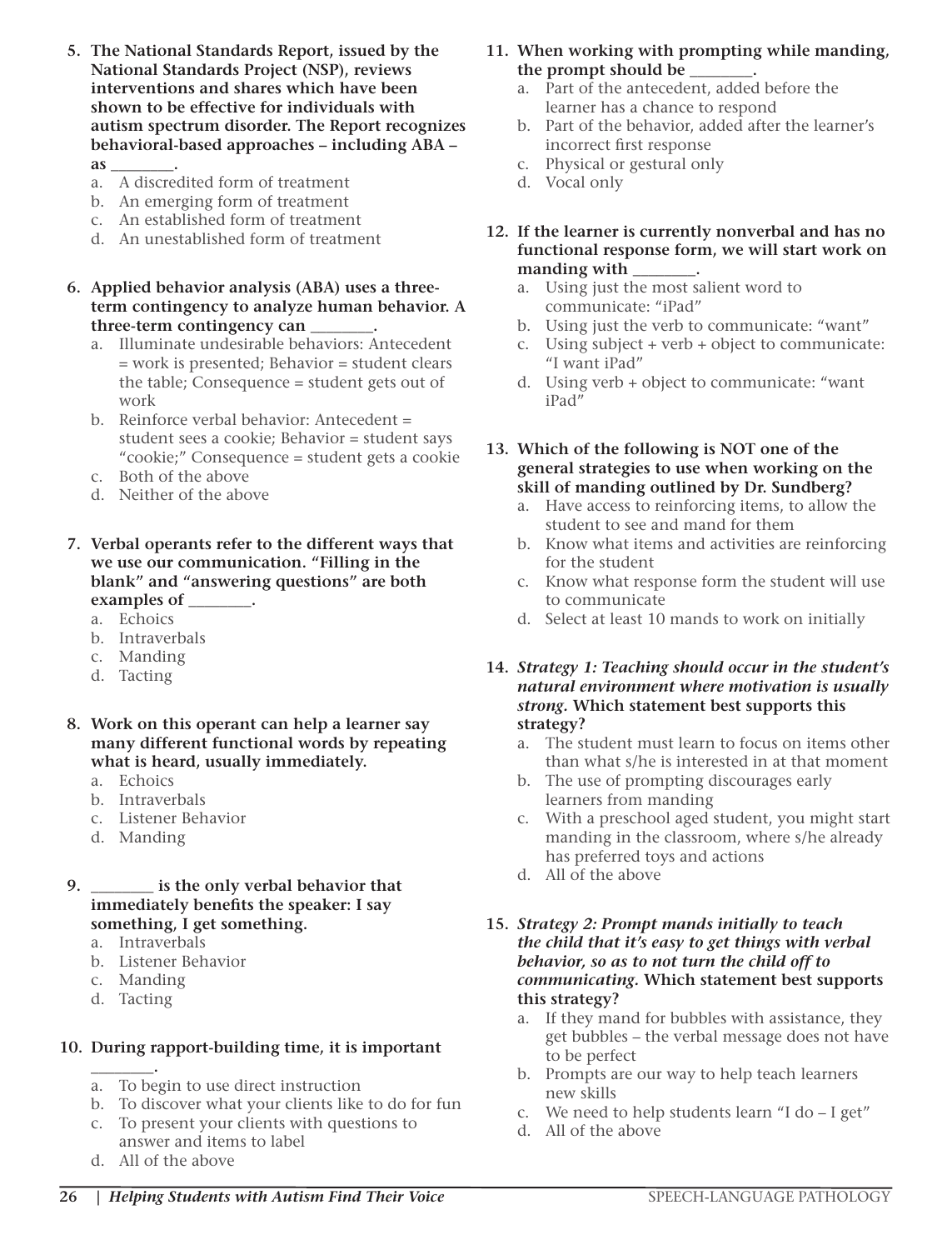**5. The National Standards Report, issued by the National Standards Project (NSP), reviews interventions and shares which have been shown to be effective for individuals with autism spectrum disorder. The Report recognizes behavioral-based approaches – including ABA – as ________.**

a. A discredited form of treatment
b. An emerging form of treatment
c. An established form of treatment
d. An unestablished form of treatment

**6. Applied behavior analysis (ABA) uses a three-term contingency to analyze human behavior. A three-term contingency can ________.**

a. Illuminate undesirable behaviors: Antecedent = work is presented; Behavior = student clears the table; Consequence = student gets out of work
b. Reinforce verbal behavior: Antecedent = student sees a cookie; Behavior = student says "cookie;" Consequence = student gets a cookie
c. Both of the above
d. Neither of the above

**7. Verbal operants refer to the different ways that we use our communication. "Filling in the blank" and "answering questions" are both examples of ________.**

a. Echoics
b. Intraverbals
c. Manding
d. Tacting

**8. Work on this operant can help a learner say many different functional words by repeating what is heard, usually immediately.**

a. Echoics
b. Intraverbals
c. Listener Behavior
d. Manding

**9. ________ is the only verbal behavior that immediately benefits the speaker: I say something, I get something.**

a. Intraverbals
b. Listener Behavior
c. Manding
d. Tacting

**10. During rapport-building time, it is important ________.**

a. To begin to use direct instruction
b. To discover what your clients like to do for fun
c. To present your clients with questions to answer and items to label
d. All of the above

**11. When working with prompting while manding, the prompt should be ________.**

a. Part of the antecedent, added before the learner has a chance to respond
b. Part of the behavior, added after the learner's incorrect first response
c. Physical or gestural only
d. Vocal only

**12. If the learner is currently nonverbal and has no functional response form, we will start work on manding with ________.**

a. Using just the most salient word to communicate: "iPad"
b. Using just the verb to communicate: "want"
c. Using subject + verb + object to communicate: "I want iPad"
d. Using verb + object to communicate: "want iPad"

**13. Which of the following is NOT one of the general strategies to use when working on the skill of manding outlined by Dr. Sundberg?**

a. Have access to reinforcing items, to allow the student to see and mand for them
b. Know what items and activities are reinforcing for the student
c. Know what response form the student will use to communicate
d. Select at least 10 mands to work on initially

**14. *Strategy 1: Teaching should occur in the student's natural environment where motivation is usually strong.* Which statement best supports this strategy?**

a. The student must learn to focus on items other than what s/he is interested in at that moment
b. The use of prompting discourages early learners from manding
c. With a preschool aged student, you might start manding in the classroom, where s/he already has preferred toys and actions
d. All of the above

**15. *Strategy 2: Prompt mands initially to teach the child that it's easy to get things with verbal behavior, so as to not turn the child off to communicating.* Which statement best supports this strategy?**

a. If they mand for bubbles with assistance, they get bubbles – the verbal message does not have to be perfect
b. Prompts are our way to help teach learners new skills
c. We need to help students learn "I do – I get"
d. All of the above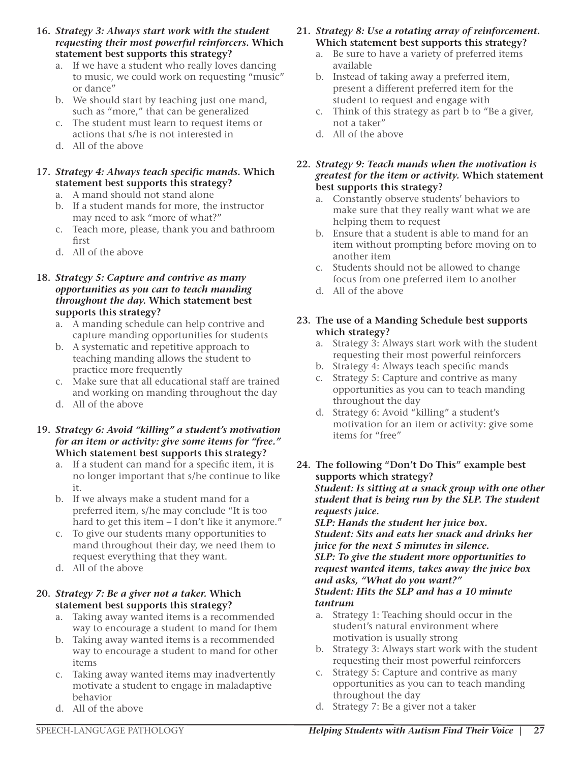16. ***Strategy 3: Always start work with the student requesting their most powerful reinforcers.* Which statement best supports this strategy?**
    a. If we have a student who really loves dancing to music, we could work on requesting "music" or dance"
    b. We should start by teaching just one mand, such as "more," that can be generalized
    c. The student must learn to request items or actions that s/he is not interested in
    d. All of the above

17. ***Strategy 4: Always teach specific mands.* Which statement best supports this strategy?**
    a. A mand should not stand alone
    b. If a student mands for more, the instructor may need to ask "more of what?"
    c. Teach more, please, thank you and bathroom first
    d. All of the above

18. ***Strategy 5: Capture and contrive as many opportunities as you can to teach manding throughout the day.* Which statement best supports this strategy?**
    a. A manding schedule can help contrive and capture manding opportunities for students
    b. A systematic and repetitive approach to teaching manding allows the student to practice more frequently
    c. Make sure that all educational staff are trained and working on manding throughout the day
    d. All of the above

19. ***Strategy 6: Avoid "killing" a student's motivation for an item or activity: give some items for "free."* Which statement best supports this strategy?**
    a. If a student can mand for a specific item, it is no longer important that s/he continue to like it.
    b. If we always make a student mand for a preferred item, s/he may conclude "It is too hard to get this item – I don't like it anymore."
    c. To give our students many opportunities to mand throughout their day, we need them to request everything that they want.
    d. All of the above

20. ***Strategy 7: Be a giver not a taker.* Which statement best supports this strategy?**
    a. Taking away wanted items is a recommended way to encourage a student to mand for them
    b. Taking away wanted items is a recommended way to encourage a student to mand for other items
    c. Taking away wanted items may inadvertently motivate a student to engage in maladaptive behavior
    d. All of the above

21. ***Strategy 8: Use a rotating array of reinforcement.* Which statement best supports this strategy?**
    a. Be sure to have a variety of preferred items available
    b. Instead of taking away a preferred item, present a different preferred item for the student to request and engage with
    c. Think of this strategy as part b to "Be a giver, not a taker"
    d. All of the above

22. ***Strategy 9: Teach mands when the motivation is greatest for the item or activity.* Which statement best supports this strategy?**
    a. Constantly observe students' behaviors to make sure that they really want what we are helping them to request
    b. Ensure that a student is able to mand for an item without prompting before moving on to another item
    c. Students should not be allowed to change focus from one preferred item to another
    d. All of the above

23. **The use of a Manding Schedule best supports which strategy?**
    a. Strategy 3: Always start work with the student requesting their most powerful reinforcers
    b. Strategy 4: Always teach specific mands
    c. Strategy 5: Capture and contrive as many opportunities as you can to teach manding throughout the day
    d. Strategy 6: Avoid "killing" a student's motivation for an item or activity: give some items for "free"

24. **The following "Don't Do This" example best supports which strategy?**
    ***Student: Is sitting at a snack group with one other student that is being run by the SLP. The student requests juice.***
    ***SLP: Hands the student her juice box.***
    ***Student: Sits and eats her snack and drinks her juice for the next 5 minutes in silence.***
    ***SLP: To give the student more opportunities to request wanted items, takes away the juice box and asks, "What do you want?"***
    ***Student: Hits the SLP and has a 10 minute tantrum***
    a. Strategy 1: Teaching should occur in the student's natural environment where motivation is usually strong
    b. Strategy 3: Always start work with the student requesting their most powerful reinforcers
    c. Strategy 5: Capture and contrive as many opportunities as you can to teach manding throughout the day
    d. Strategy 7: Be a giver not a taker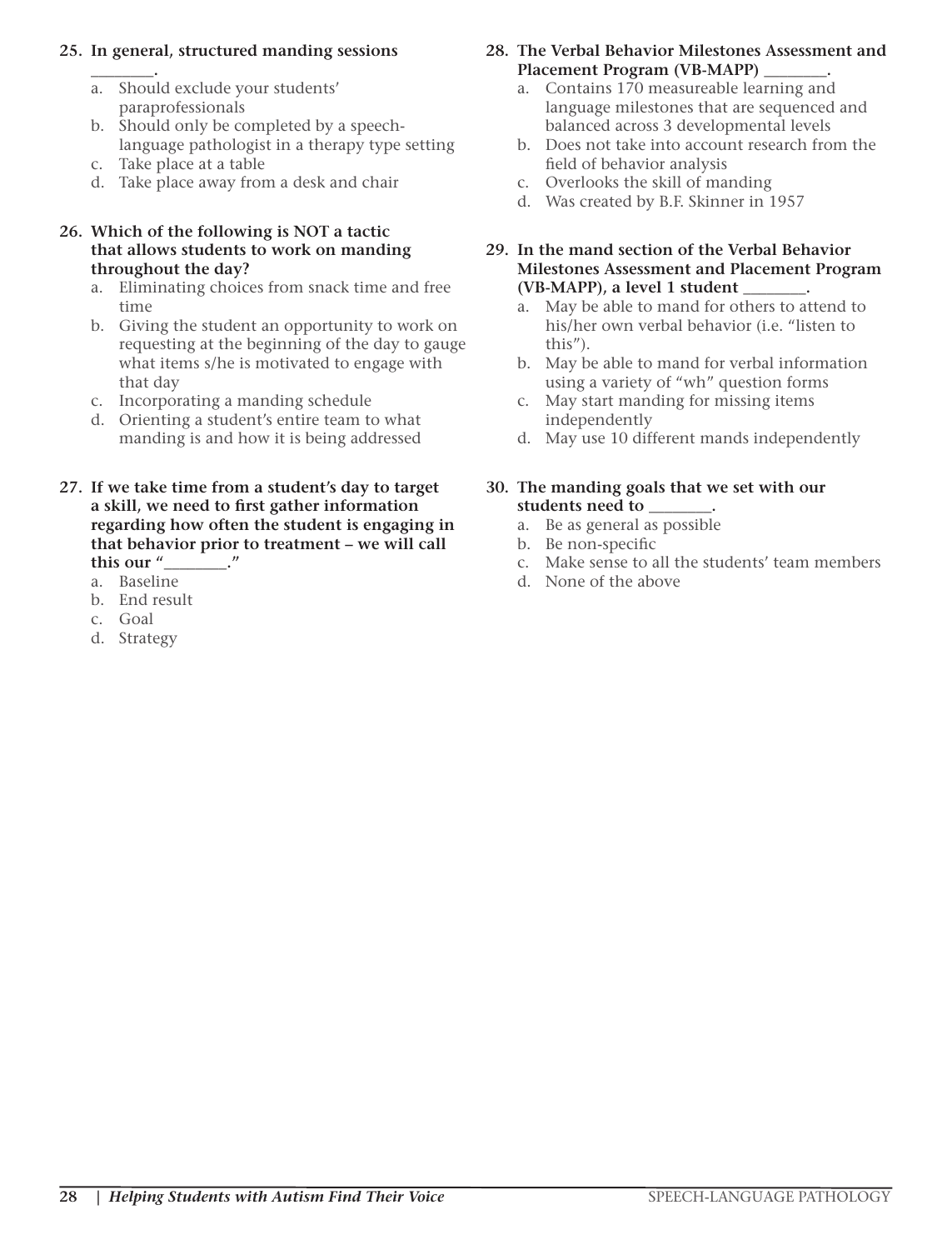**25. In general, structured manding sessions ________.**

a. Should exclude your students' paraprofessionals
b. Should only be completed by a speech-language pathologist in a therapy type setting
c. Take place at a table
d. Take place away from a desk and chair

**26. Which of the following is NOT a tactic that allows students to work on manding throughout the day?**

a. Eliminating choices from snack time and free time
b. Giving the student an opportunity to work on requesting at the beginning of the day to gauge what items s/he is motivated to engage with that day
c. Incorporating a manding schedule
d. Orienting a student's entire team to what manding is and how it is being addressed

**27. If we take time from a student's day to target a skill, we need to first gather information regarding how often the student is engaging in that behavior prior to treatment – we will call this our "________."**

a. Baseline
b. End result
c. Goal
d. Strategy

**28. The Verbal Behavior Milestones Assessment and Placement Program (VB-MAPP) ________.**

a. Contains 170 measureable learning and language milestones that are sequenced and balanced across 3 developmental levels
b. Does not take into account research from the field of behavior analysis
c. Overlooks the skill of manding
d. Was created by B.F. Skinner in 1957

**29. In the mand section of the Verbal Behavior Milestones Assessment and Placement Program (VB-MAPP), a level 1 student ________.**

a. May be able to mand for others to attend to his/her own verbal behavior (i.e. "listen to this").
b. May be able to mand for verbal information using a variety of "wh" question forms
c. May start manding for missing items independently
d. May use 10 different mands independently

**30. The manding goals that we set with our students need to ________.**

a. Be as general as possible
b. Be non-specific
c. Make sense to all the students' team members
d. None of the above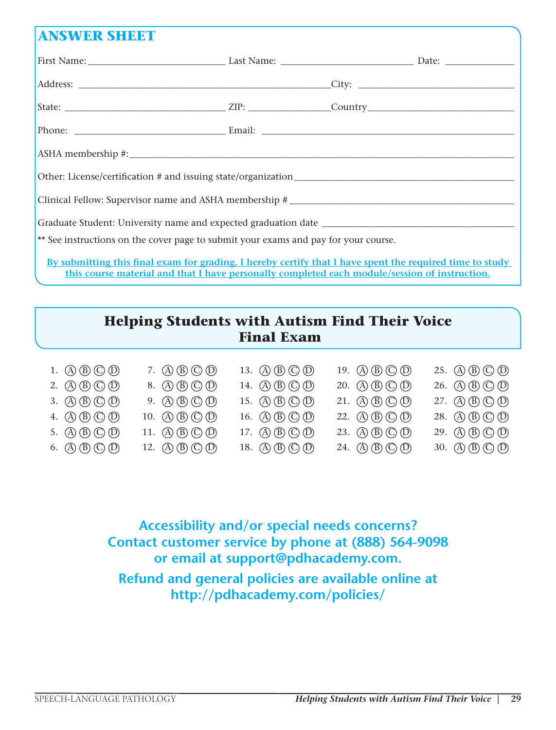## ANSWER SHEET

First Name: ___________________________ Last Name: __________________________ Date: _____________

Address: __________________________________________________ City: ______________________________

State: ________________________________ ZIP: _______________ Country ____________________________

Phone: _____________________________ Email: ________________________________________________

ASHA membership #: ___________________________________________________________________________

Other: License/certification # and issuing state/organization ___________________________________________

Clinical Fellow: Supervisor name and ASHA membership # _______________________________________________

Graduate Student: University name and expected graduation date _______________________________________

** See instructions on the cover page to submit your exams and pay for your course.

By submitting this final exam for grading, I hereby certify that I have spent the required time to study this course material and that I have personally completed each module/session of instruction.

## Helping Students with Autism Find Their Voice Final Exam

| | | | | |
|---|---|---|---|---|
| 1. Ⓐ Ⓑ Ⓒ Ⓓ | 7. Ⓐ Ⓑ Ⓒ Ⓓ | 13. Ⓐ Ⓑ Ⓒ Ⓓ | 19. Ⓐ Ⓑ Ⓒ Ⓓ | 25. Ⓐ Ⓑ Ⓒ Ⓓ |
| 2. Ⓐ Ⓑ Ⓒ Ⓓ | 8. Ⓐ Ⓑ Ⓒ Ⓓ | 14. Ⓐ Ⓑ Ⓒ Ⓓ | 20. Ⓐ Ⓑ Ⓒ Ⓓ | 26. Ⓐ Ⓑ Ⓒ Ⓓ |
| 3. Ⓐ Ⓑ Ⓒ Ⓓ | 9. Ⓐ Ⓑ Ⓒ Ⓓ | 15. Ⓐ Ⓑ Ⓒ Ⓓ | 21. Ⓐ Ⓑ Ⓒ Ⓓ | 27. Ⓐ Ⓑ Ⓒ Ⓓ |
| 4. Ⓐ Ⓑ Ⓒ Ⓓ | 10. Ⓐ Ⓑ Ⓒ Ⓓ | 16. Ⓐ Ⓑ Ⓒ Ⓓ | 22. Ⓐ Ⓑ Ⓒ Ⓓ | 28. Ⓐ Ⓑ Ⓒ Ⓓ |
| 5. Ⓐ Ⓑ Ⓒ Ⓓ | 11. Ⓐ Ⓑ Ⓒ Ⓓ | 17. Ⓐ Ⓑ Ⓒ Ⓓ | 23. Ⓐ Ⓑ Ⓒ Ⓓ | 29. Ⓐ Ⓑ Ⓒ Ⓓ |
| 6. Ⓐ Ⓑ Ⓒ Ⓓ | 12. Ⓐ Ⓑ Ⓒ Ⓓ | 18. Ⓐ Ⓑ Ⓒ Ⓓ | 24. Ⓐ Ⓑ Ⓒ Ⓓ | 30. Ⓐ Ⓑ Ⓒ Ⓓ |

**Accessibility and/or special needs concerns?**
**Contact customer service by phone at (888) 564-9098**
**or email at support@pdhacademy.com.**

**Refund and general policies are available online at**
**http://pdhacademy.com/policies/**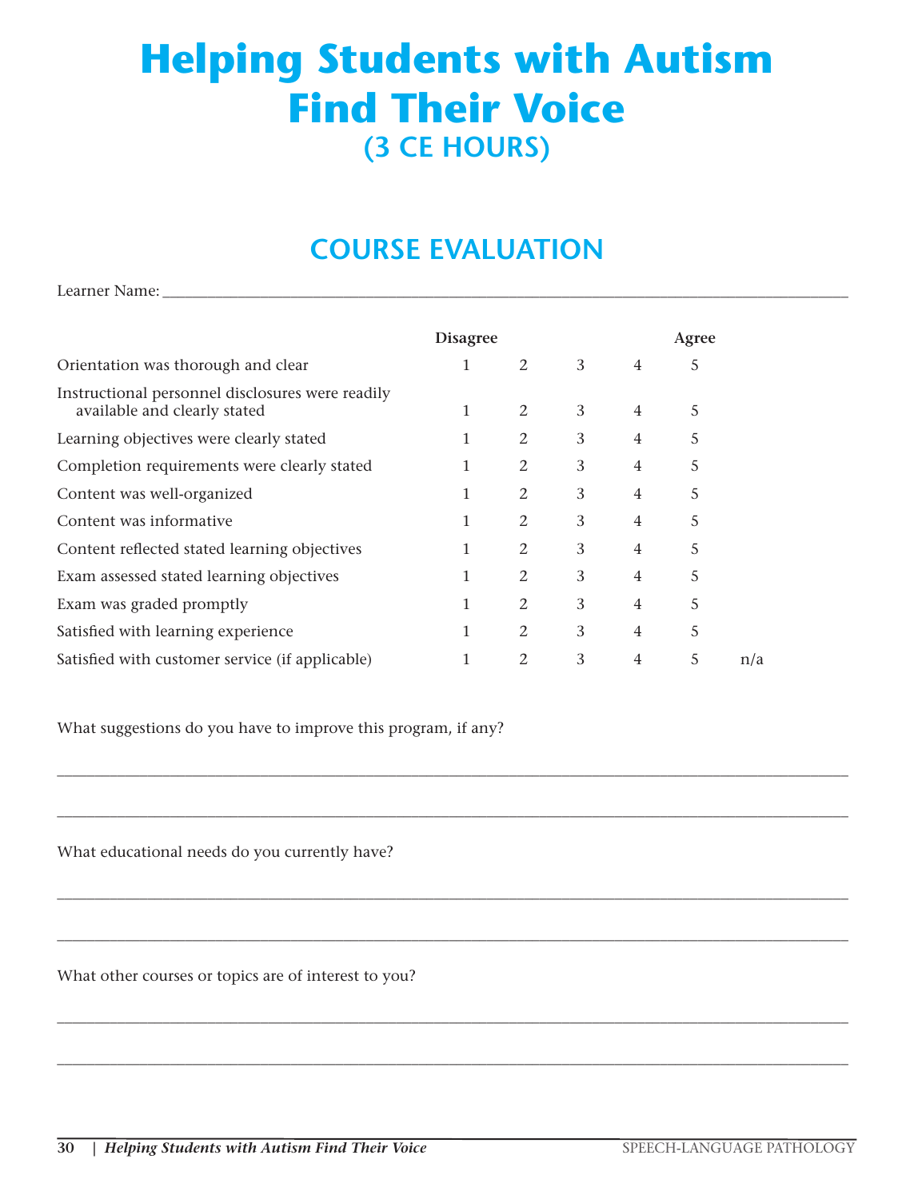# Helping Students with Autism Find Their Voice

## (3 CE HOURS)

## COURSE EVALUATION

Learner Name: ______________________________________________

| | Disagree | | | | Agree | |
|---|---|---|---|---|---|---|
| Orientation was thorough and clear | 1 | 2 | 3 | 4 | 5 | |
| Instructional personnel disclosures were readily available and clearly stated | 1 | 2 | 3 | 4 | 5 | |
| Learning objectives were clearly stated | 1 | 2 | 3 | 4 | 5 | |
| Completion requirements were clearly stated | 1 | 2 | 3 | 4 | 5 | |
| Content was well-organized | 1 | 2 | 3 | 4 | 5 | |
| Content was informative | 1 | 2 | 3 | 4 | 5 | |
| Content reflected stated learning objectives | 1 | 2 | 3 | 4 | 5 | |
| Exam assessed stated learning objectives | 1 | 2 | 3 | 4 | 5 | |
| Exam was graded promptly | 1 | 2 | 3 | 4 | 5 | |
| Satisfied with learning experience | 1 | 2 | 3 | 4 | 5 | |
| Satisfied with customer service (if applicable) | 1 | 2 | 3 | 4 | 5 | n/a |

What suggestions do you have to improve this program, if any?

______________________________________________

______________________________________________

What educational needs do you currently have?

______________________________________________

______________________________________________

What other courses or topics are of interest to you?

______________________________________________

______________________________________________